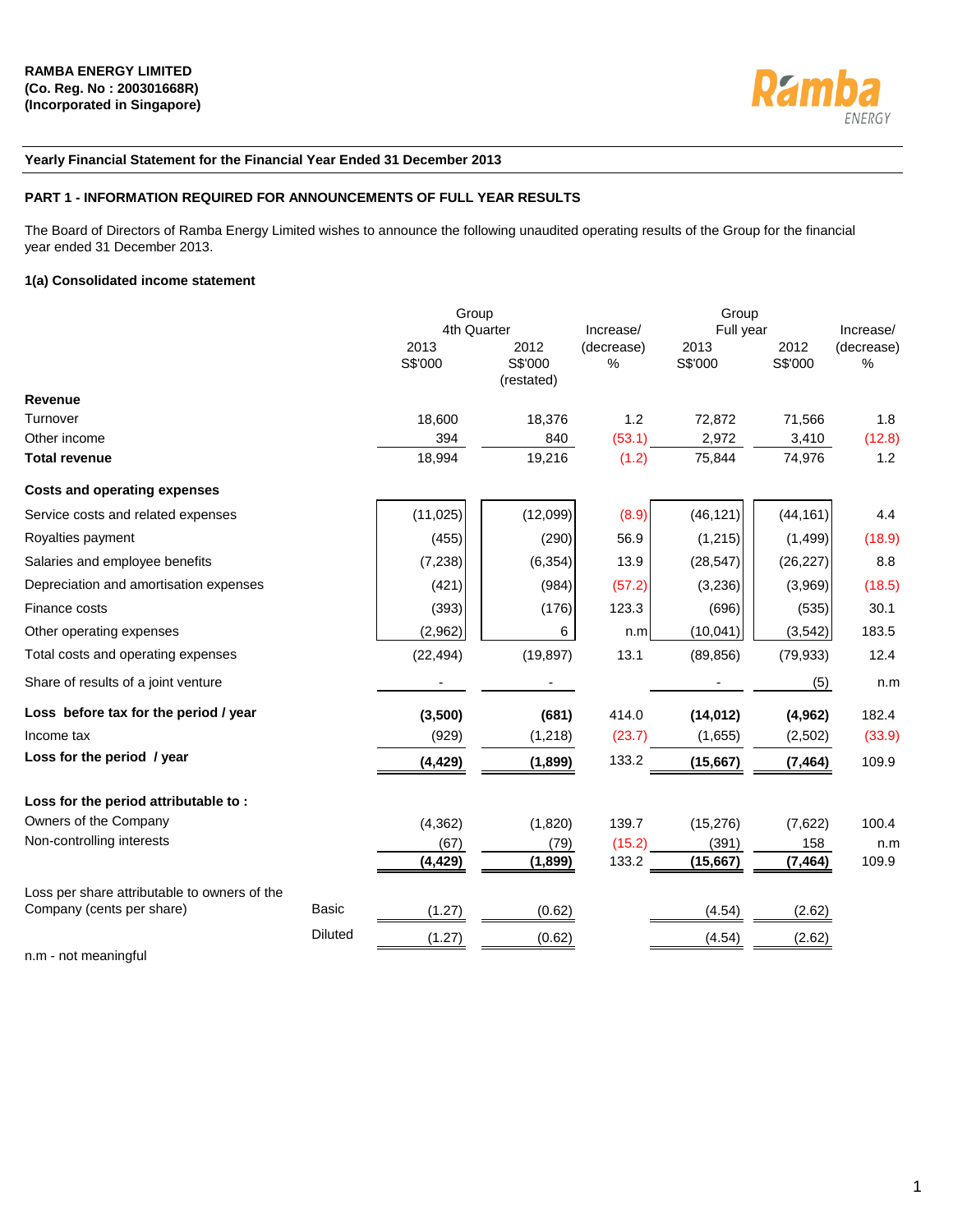**RAMBA ENERGY LIMITED**
**(Co. Reg. No : 200301668R)**
**(Incorporated in Singapore)**

**Yearly Financial Statement for the Financial Year Ended 31 December 2013**

**PART 1 - INFORMATION REQUIRED FOR ANNOUNCEMENTS OF FULL YEAR RESULTS**

The Board of Directors of Ramba Energy Limited wishes to announce the following unaudited operating results of the Group for the financial year ended 31 December 2013.

**1(a) Consolidated income statement**

| | | Group 4th Quarter | | Increase/ (decrease) | Group Full year | | Increase/ (decrease) |
|---|---|---|---|---|---|---|---|
| | | 2013 S$'000 | 2012 S$'000 (restated) | % | 2013 S$'000 | 2012 S$'000 | % |
| **Revenue** | | | | | | | |
| Turnover | | 18,600 | 18,376 | 1.2 | 72,872 | 71,566 | 1.8 |
| Other income | | 394 | 840 | (53.1) | 2,972 | 3,410 | (12.8) |
| **Total revenue** | | 18,994 | 19,216 | (1.2) | 75,844 | 74,976 | 1.2 |
| **Costs and operating expenses** | | | | | | | |
| Service costs and related expenses | | (11,025) | (12,099) | (8.9) | (46,121) | (44,161) | 4.4 |
| Royalties payment | | (455) | (290) | 56.9 | (1,215) | (1,499) | (18.9) |
| Salaries and employee benefits | | (7,238) | (6,354) | 13.9 | (28,547) | (26,227) | 8.8 |
| Depreciation and amortisation expenses | | (421) | (984) | (57.2) | (3,236) | (3,969) | (18.5) |
| Finance costs | | (393) | (176) | 123.3 | (696) | (535) | 30.1 |
| Other operating expenses | | (2,962) | 6 | n.m | (10,041) | (3,542) | 183.5 |
| Total costs and operating expenses | | (22,494) | (19,897) | 13.1 | (89,856) | (79,933) | 12.4 |
| Share of results of a joint venture | | - | - | | - | (5) | n.m |
| **Loss before tax for the period / year** | | **(3,500)** | **(681)** | 414.0 | **(14,012)** | **(4,962)** | 182.4 |
| Income tax | | (929) | (1,218) | (23.7) | (1,655) | (2,502) | (33.9) |
| **Loss for the period / year** | | **(4,429)** | **(1,899)** | 133.2 | **(15,667)** | **(7,464)** | 109.9 |
| **Loss for the period attributable to :** | | | | | | | |
| Owners of the Company | | (4,362) | (1,820) | 139.7 | (15,276) | (7,622) | 100.4 |
| Non-controlling interests | | (67) | (79) | (15.2) | (391) | 158 | n.m |
| | | **(4,429)** | **(1,899)** | 133.2 | **(15,667)** | **(7,464)** | 109.9 |
| Loss per share attributable to owners of the Company (cents per share) | Basic | (1.27) | (0.62) | | (4.54) | (2.62) | |
| | Diluted | (1.27) | (0.62) | | (4.54) | (2.62) | |

n.m - not meaningful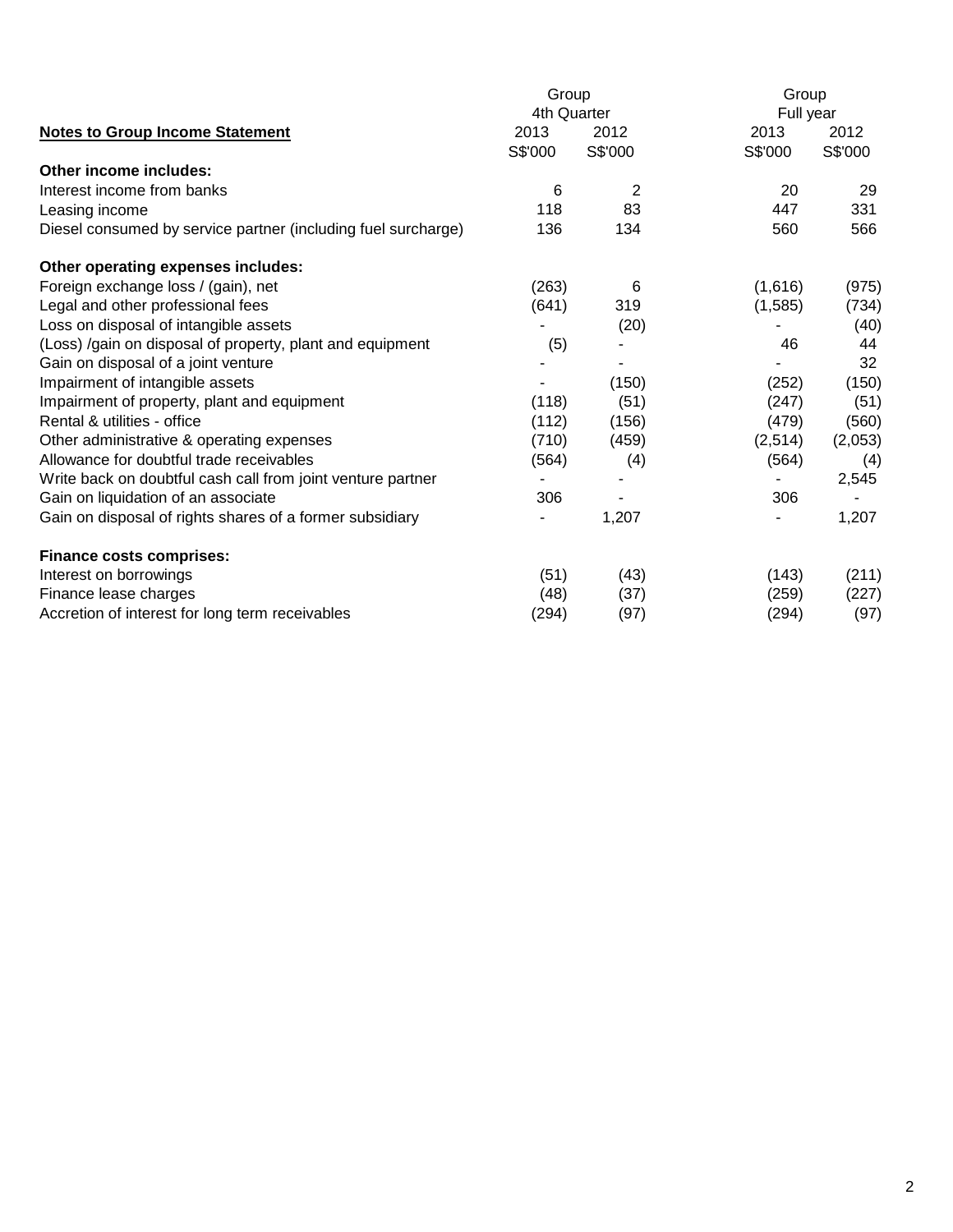| Notes to Group Income Statement | Group 4th Quarter | | Group Full year | |
|---|---|---|---|---|
| | 2013 | 2012 | 2013 | 2012 |
| | S$'000 | S$'000 | S$'000 | S$'000 |
| **Other income includes:** | | | | |
| Interest income from banks | 6 | 2 | 20 | 29 |
| Leasing income | 118 | 83 | 447 | 331 |
| Diesel consumed by service partner (including fuel surcharge) | 136 | 134 | 560 | 566 |
| **Other operating expenses includes:** | | | | |
| Foreign exchange loss / (gain), net | (263) | 6 | (1,616) | (975) |
| Legal and other professional fees | (641) | 319 | (1,585) | (734) |
| Loss on disposal of intangible assets | - | (20) | - | (40) |
| (Loss) /gain on disposal of property, plant and equipment | (5) | - | 46 | 44 |
| Gain on disposal of a joint venture | - | - | - | 32 |
| Impairment of intangible assets | - | (150) | (252) | (150) |
| Impairment of property, plant and equipment | (118) | (51) | (247) | (51) |
| Rental & utilities - office | (112) | (156) | (479) | (560) |
| Other administrative & operating expenses | (710) | (459) | (2,514) | (2,053) |
| Allowance for doubtful trade receivables | (564) | (4) | (564) | (4) |
| Write back on doubtful cash call from joint venture partner | - | - | - | 2,545 |
| Gain on liquidation of an associate | 306 | - | 306 | - |
| Gain on disposal of rights shares of a former subsidiary | - | 1,207 | - | 1,207 |
| **Finance costs comprises:** | | | | |
| Interest on borrowings | (51) | (43) | (143) | (211) |
| Finance lease charges | (48) | (37) | (259) | (227) |
| Accretion of interest for long term receivables | (294) | (97) | (294) | (97) |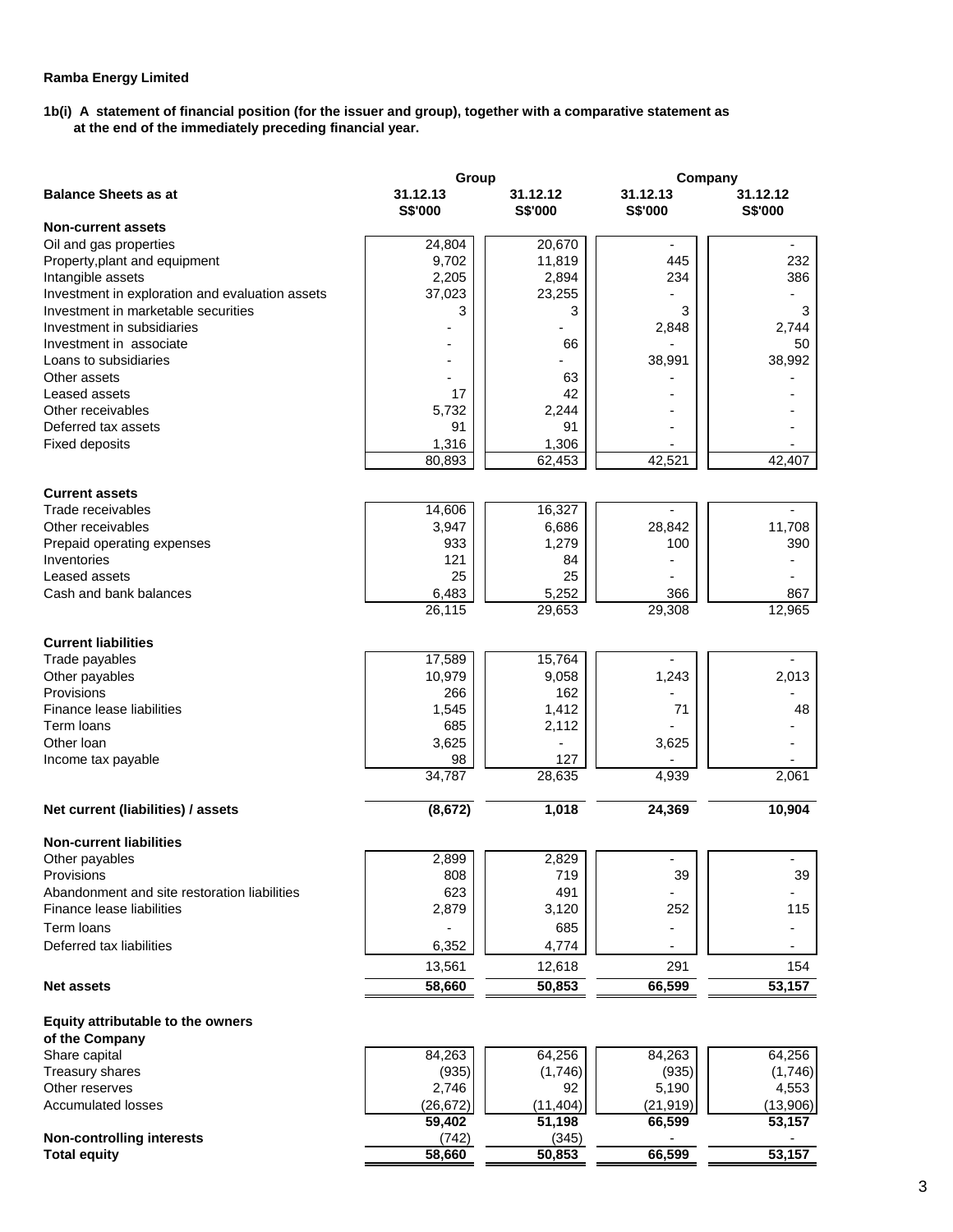**Ramba Energy Limited**

**1b(i) A statement of financial position (for the issuer and group), together with a comparative statement as at the end of the immediately preceding financial year.**

| | Group | | Company | |
|---|---|---|---|---|
| **Balance Sheets as at** | **31.12.13** | **31.12.12** | **31.12.13** | **31.12.12** |
| | **S$'000** | **S$'000** | **S$'000** | **S$'000** |
| **Non-current assets** | | | | |
| Oil and gas properties | 24,804 | 20,670 | - | - |
| Property,plant and equipment | 9,702 | 11,819 | 445 | 232 |
| Intangible assets | 2,205 | 2,894 | 234 | 386 |
| Investment in exploration and evaluation assets | 37,023 | 23,255 | - | - |
| Investment in marketable securities | 3 | 3 | 3 | 3 |
| Investment in subsidiaries | - | - | 2,848 | 2,744 |
| Investment in associate | - | 66 | - | 50 |
| Loans to subsidiaries | - | - | 38,991 | 38,992 |
| Other assets | - | 63 | - | - |
| Leased assets | 17 | 42 | - | - |
| Other receivables | 5,732 | 2,244 | - | - |
| Deferred tax assets | 91 | 91 | - | - |
| Fixed deposits | 1,316 | 1,306 | - | - |
| | 80,893 | 62,453 | 42,521 | 42,407 |
| **Current assets** | | | | |
| Trade receivables | 14,606 | 16,327 | - | - |
| Other receivables | 3,947 | 6,686 | 28,842 | 11,708 |
| Prepaid operating expenses | 933 | 1,279 | 100 | 390 |
| Inventories | 121 | 84 | - | - |
| Leased assets | 25 | 25 | - | - |
| Cash and bank balances | 6,483 | 5,252 | 366 | 867 |
| | 26,115 | 29,653 | 29,308 | 12,965 |
| **Current liabilities** | | | | |
| Trade payables | 17,589 | 15,764 | - | - |
| Other payables | 10,979 | 9,058 | 1,243 | 2,013 |
| Provisions | 266 | 162 | - | - |
| Finance lease liabilities | 1,545 | 1,412 | 71 | 48 |
| Term loans | 685 | 2,112 | - | - |
| Other loan | 3,625 | - | 3,625 | - |
| Income tax payable | 98 | 127 | - | - |
| | 34,787 | 28,635 | 4,939 | 2,061 |
| **Net current (liabilities) / assets** | **(8,672)** | **1,018** | **24,369** | **10,904** |
| **Non-current liabilities** | | | | |
| Other payables | 2,899 | 2,829 | - | - |
| Provisions | 808 | 719 | 39 | 39 |
| Abandonment and site restoration liabilities | 623 | 491 | - | - |
| Finance lease liabilities | 2,879 | 3,120 | 252 | 115 |
| Term loans | - | 685 | - | - |
| Deferred tax liabilities | 6,352 | 4,774 | - | - |
| | 13,561 | 12,618 | 291 | 154 |
| **Net assets** | **58,660** | **50,853** | **66,599** | **53,157** |
| **Equity attributable to the owners of the Company** | | | | |
| Share capital | 84,263 | 64,256 | 84,263 | 64,256 |
| Treasury shares | (935) | (1,746) | (935) | (1,746) |
| Other reserves | 2,746 | 92 | 5,190 | 4,553 |
| Accumulated losses | (26,672) | (11,404) | (21,919) | (13,906) |
| | **59,402** | **51,198** | **66,599** | **53,157** |
| **Non-controlling interests** | (742) | (345) | - | - |
| **Total equity** | **58,660** | **50,853** | **66,599** | **53,157** |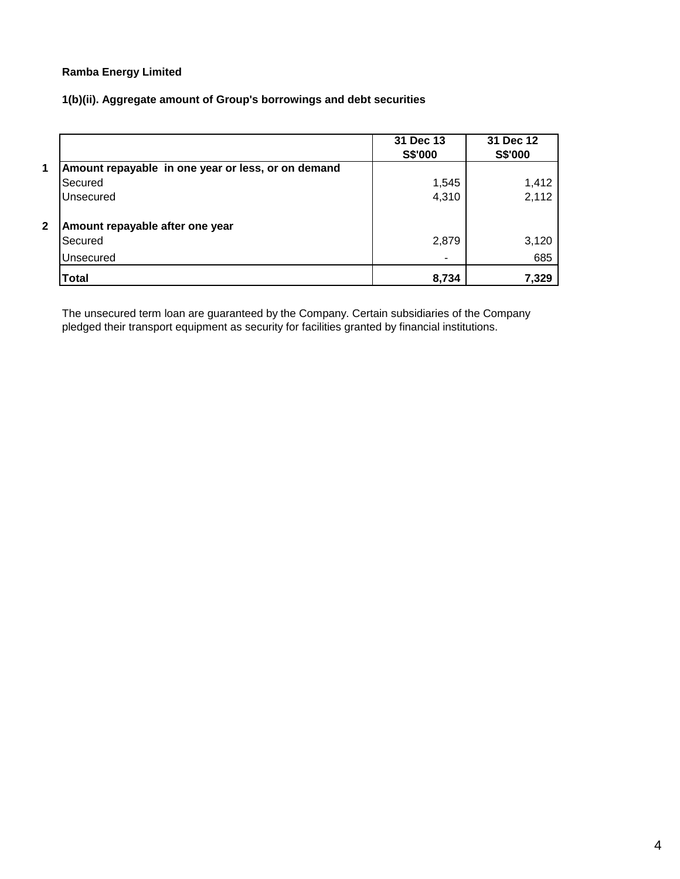**Ramba Energy Limited**

**1(b)(ii). Aggregate amount of Group's borrowings and debt securities**

| | | 31 Dec 13<br>S$'000 | 31 Dec 12<br>S$'000 |
|---|---|---|---|
| **1** | **Amount repayable in one year or less, or on demand** | | |
| | Secured | 1,545 | 1,412 |
| | Unsecured | 4,310 | 2,112 |
| **2** | **Amount repayable after one year** | | |
| | Secured | 2,879 | 3,120 |
| | Unsecured | - | 685 |
| | **Total** | **8,734** | **7,329** |

The unsecured term loan are guaranteed by the Company. Certain subsidiaries of the Company pledged their transport equipment as security for facilities granted by financial institutions.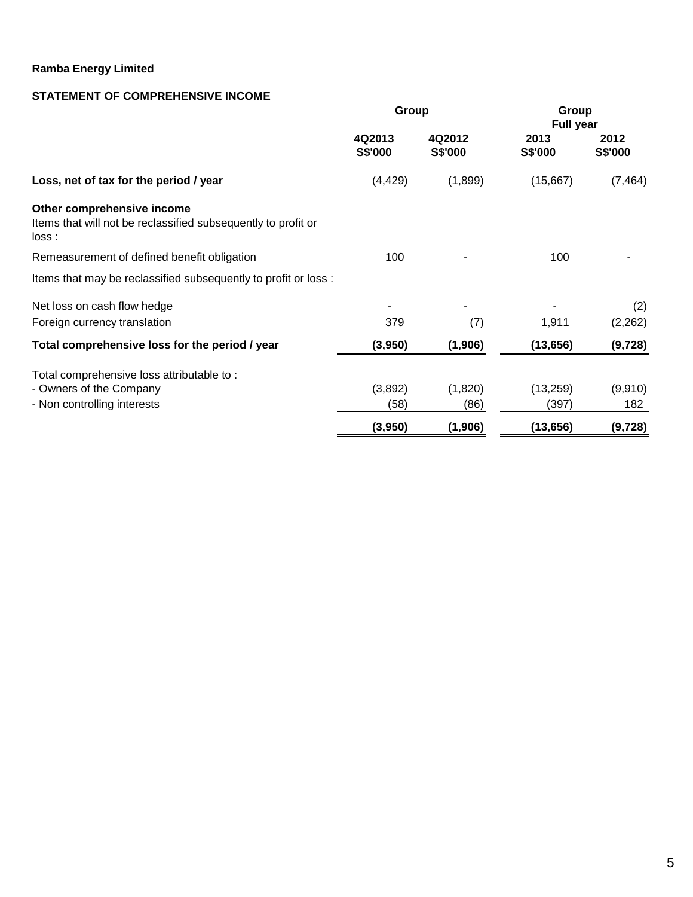**Ramba Energy Limited**

**STATEMENT OF COMPREHENSIVE INCOME**

| | Group | | Group Full year | |
|---|---|---|---|---|
| | **4Q2013 S$'000** | **4Q2012 S$'000** | **2013 S$'000** | **2012 S$'000** |
| **Loss, net of tax for the period / year** | (4,429) | (1,899) | (15,667) | (7,464) |
| **Other comprehensive income** | | | | |
| Items that will not be reclassified subsequently to profit or loss : | | | | |
| Remeasurement of defined benefit obligation | 100 | - | 100 | - |
| Items that may be reclassified subsequently to profit or loss : | | | | |
| Net loss on cash flow hedge | - | - | - | (2) |
| Foreign currency translation | 379 | (7) | 1,911 | (2,262) |
| **Total comprehensive loss for the period / year** | **(3,950)** | **(1,906)** | **(13,656)** | **(9,728)** |
| Total comprehensive loss attributable to : | | | | |
| - Owners of the Company | (3,892) | (1,820) | (13,259) | (9,910) |
| - Non controlling interests | (58) | (86) | (397) | 182 |
| | **(3,950)** | **(1,906)** | **(13,656)** | **(9,728)** |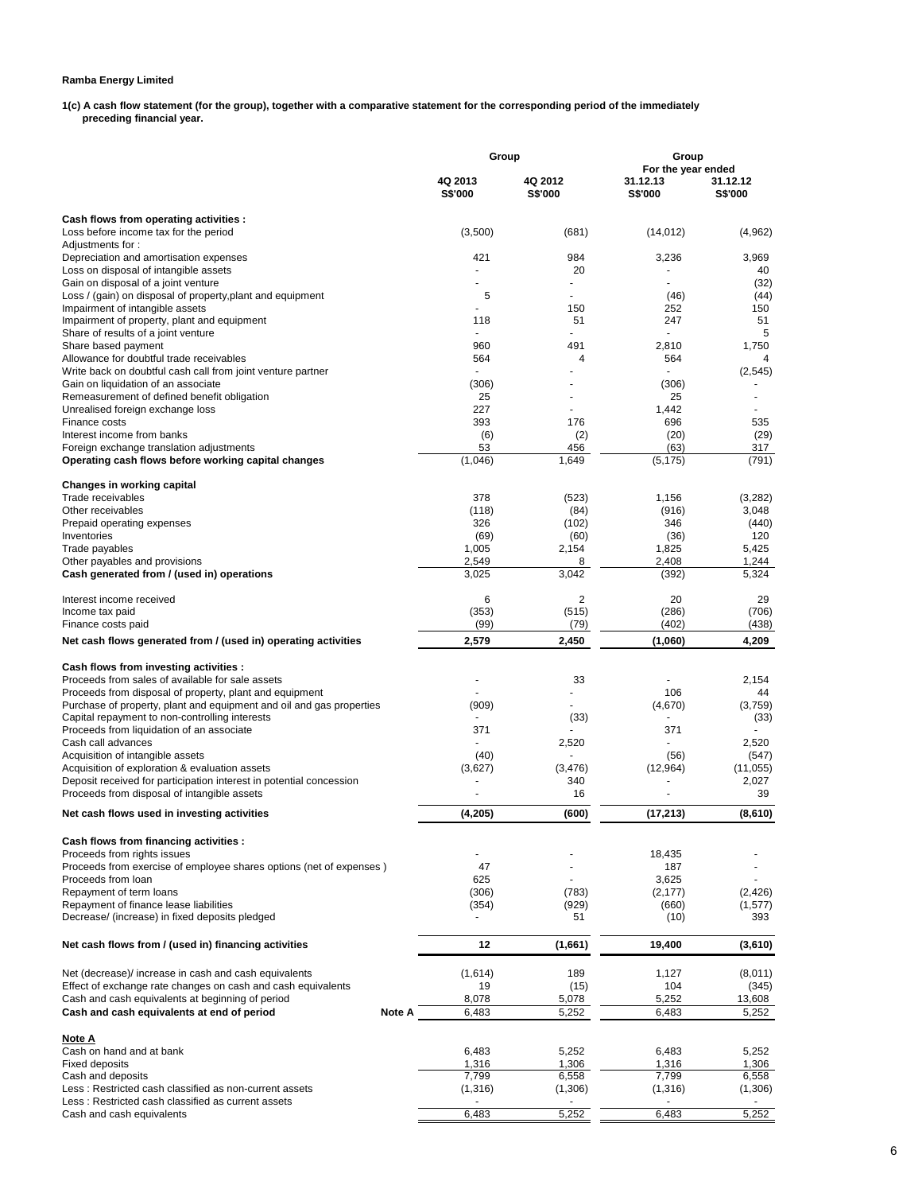**Ramba Energy Limited**

**1(c) A cash flow statement (for the group), together with a comparative statement for the corresponding period of the immediately preceding financial year.**

| | | Group | | Group | |
|---|---|---|---|---|---|
| | | | | For the year ended | |
| | | 4Q 2013 | 4Q 2012 | 31.12.13 | 31.12.12 |
| | | S$'000 | S$'000 | S$'000 | S$'000 |
| **Cash flows from operating activities :** | | | | | |
| Loss before income tax for the period | | (3,500) | (681) | (14,012) | (4,962) |
| Adjustments for : | | | | | |
| Depreciation and amortisation expenses | | 421 | 984 | 3,236 | 3,969 |
| Loss on disposal of intangible assets | | - | 20 | - | 40 |
| Gain on disposal of a joint venture | | - | - | - | (32) |
| Loss / (gain) on disposal of property,plant and equipment | | 5 | - | (46) | (44) |
| Impairment of intangible assets | | - | 150 | 252 | 150 |
| Impairment of property, plant and equipment | | 118 | 51 | 247 | 51 |
| Share of results of a joint venture | | - | - | - | 5 |
| Share based payment | | 960 | 491 | 2,810 | 1,750 |
| Allowance for doubtful trade receivables | | 564 | 4 | 564 | 4 |
| Write back on doubtful cash call from joint venture partner | | - | - | - | (2,545) |
| Gain on liquidation of an associate | | (306) | - | (306) | - |
| Remeasurement of defined benefit obligation | | 25 | - | 25 | - |
| Unrealised foreign exchange loss | | 227 | - | 1,442 | - |
| Finance costs | | 393 | 176 | 696 | 535 |
| Interest income from banks | | (6) | (2) | (20) | (29) |
| Foreign exchange translation adjustments | | 53 | 456 | (63) | 317 |
| **Operating cash flows before working capital changes** | | (1,046) | 1,649 | (5,175) | (791) |
| **Changes in working capital** | | | | | |
| Trade receivables | | 378 | (523) | 1,156 | (3,282) |
| Other receivables | | (118) | (84) | (916) | 3,048 |
| Prepaid operating expenses | | 326 | (102) | 346 | (440) |
| Inventories | | (69) | (60) | (36) | 120 |
| Trade payables | | 1,005 | 2,154 | 1,825 | 5,425 |
| Other payables and provisions | | 2,549 | 8 | 2,408 | 1,244 |
| **Cash generated from / (used in) operations** | | 3,025 | 3,042 | (392) | 5,324 |
| Interest income received | | 6 | 2 | 20 | 29 |
| Income tax paid | | (353) | (515) | (286) | (706) |
| Finance costs paid | | (99) | (79) | (402) | (438) |
| **Net cash flows generated from / (used in) operating activities** | | **2,579** | **2,450** | **(1,060)** | **4,209** |
| **Cash flows from investing activities :** | | | | | |
| Proceeds from sales of available for sale assets | | - | 33 | - | 2,154 |
| Proceeds from disposal of property, plant and equipment | | - | - | 106 | 44 |
| Purchase of property, plant and equipment and oil and gas properties | | (909) | - | (4,670) | (3,759) |
| Capital repayment to non-controlling interests | | - | (33) | - | (33) |
| Proceeds from liquidation of an associate | | 371 | - | 371 | - |
| Cash call advances | | - | 2,520 | - | 2,520 |
| Acquisition of intangible assets | | (40) | - | (56) | (547) |
| Acquisition of exploration & evaluation assets | | (3,627) | (3,476) | (12,964) | (11,055) |
| Deposit received for participation interest in potential concession | | - | 340 | - | 2,027 |
| Proceeds from disposal of intangible assets | | - | 16 | - | 39 |
| **Net cash flows used in investing activities** | | **(4,205)** | **(600)** | **(17,213)** | **(8,610)** |
| **Cash flows from financing activities :** | | | | | |
| Proceeds from rights issues | | - | - | 18,435 | - |
| Proceeds from exercise of employee shares options (net of expenses ) | | 47 | - | 187 | - |
| Proceeds from loan | | 625 | - | 3,625 | - |
| Repayment of term loans | | (306) | (783) | (2,177) | (2,426) |
| Repayment of finance lease liabilities | | (354) | (929) | (660) | (1,577) |
| Decrease/ (increase) in fixed deposits pledged | | - | 51 | (10) | 393 |
| **Net cash flows from / (used in) financing activities** | | **12** | **(1,661)** | **19,400** | **(3,610)** |
| Net (decrease)/ increase in cash and cash equivalents | | (1,614) | 189 | 1,127 | (8,011) |
| Effect of exchange rate changes on cash and cash equivalents | | 19 | (15) | 104 | (345) |
| Cash and cash equivalents at beginning of period | | 8,078 | 5,078 | 5,252 | 13,608 |
| **Cash and cash equivalents at end of period** | **Note A** | 6,483 | 5,252 | 6,483 | 5,252 |

**Note A**

| | 4Q 2013 | 4Q 2012 | 31.12.13 | 31.12.12 |
|---|---|---|---|---|
| Cash on hand and at bank | 6,483 | 5,252 | 6,483 | 5,252 |
| Fixed deposits | 1,316 | 1,306 | 1,316 | 1,306 |
| Cash and deposits | 7,799 | 6,558 | 7,799 | 6,558 |
| Less : Restricted cash classified as non-current assets | (1,316) | (1,306) | (1,316) | (1,306) |
| Less : Restricted cash classified as current assets | - | - | - | - |
| Cash and cash equivalents | 6,483 | 5,252 | 6,483 | 5,252 |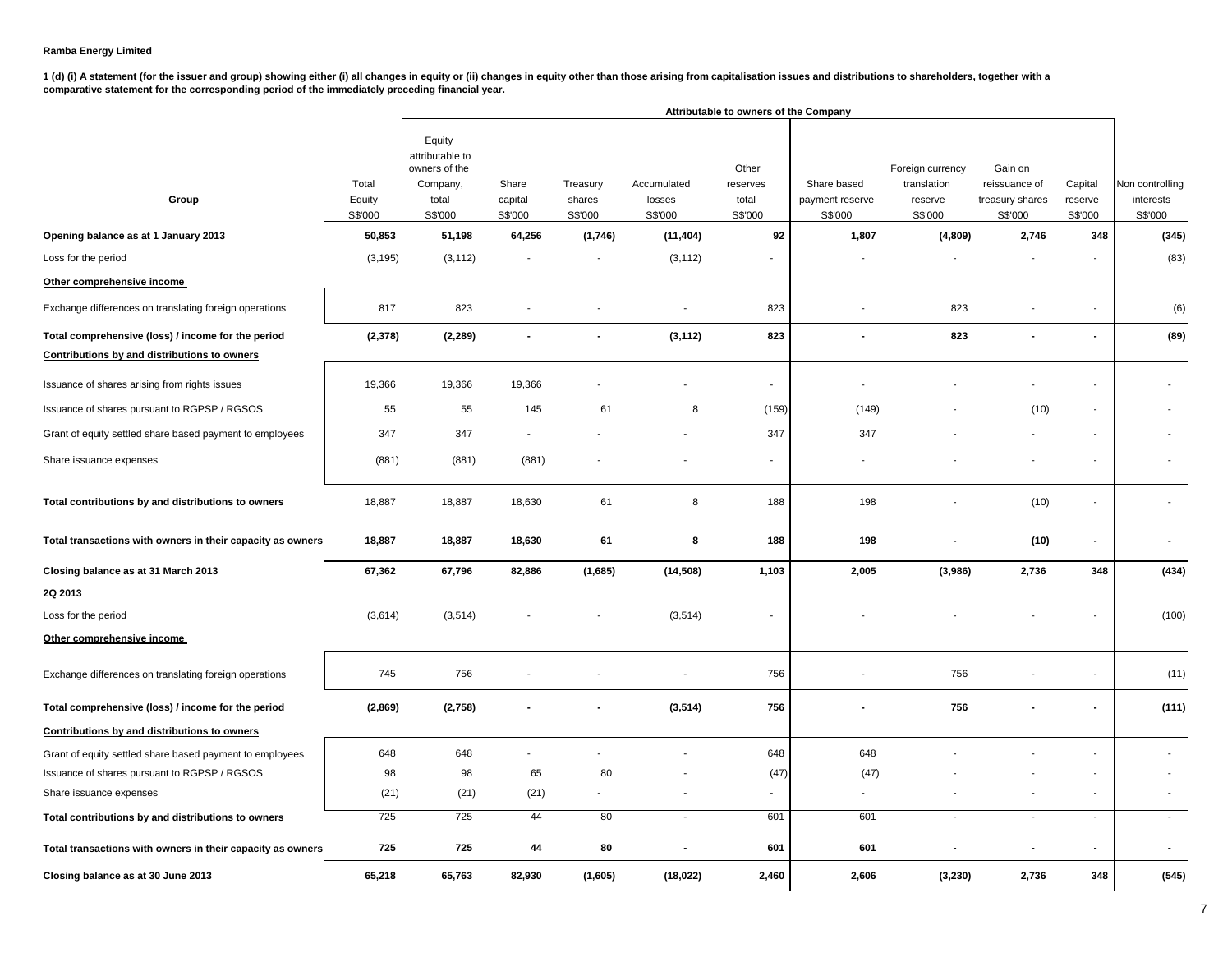**Ramba Energy Limited**

**1 (d) (i) A statement (for the issuer and group) showing either (i) all changes in equity or (ii) changes in equity other than those arising from capitalisation issues and distributions to shareholders, together with a comparative statement for the corresponding period of the immediately preceding financial year.**

| | | Attributable to owners of the Company | | | | | | | | | |
|---|---|---|---|---|---|---|---|---|---|---|---|
| **Group** | Total Equity S$'000 | Equity attributable to owners of the Company, total S$'000 | Share capital S$'000 | Treasury shares S$'000 | Accumulated losses S$'000 | Other reserves total S$'000 | Share based payment reserve S$'000 | Foreign currency translation reserve S$'000 | Gain on reissuance of treasury shares S$'000 | Capital reserve S$'000 | Non controlling interests S$'000 |
| **Opening balance as at 1 January 2013** | **50,853** | **51,198** | **64,256** | **(1,746)** | **(11,404)** | **92** | **1,807** | **(4,809)** | **2,746** | **348** | **(345)** |
| Loss for the period | (3,195) | (3,112) | - | - | (3,112) | - | - | - | - | - | (83) |
| **Other comprehensive income** | | | | | | | | | | | |
| Exchange differences on translating foreign operations | 817 | 823 | - | - | - | 823 | - | 823 | - | - | (6) |
| **Total comprehensive (loss) / income for the period** | **(2,378)** | **(2,289)** | **-** | **-** | **(3,112)** | **823** | **-** | **823** | **-** | **-** | **(89)** |
| **Contributions by and distributions to owners** | | | | | | | | | | | |
| Issuance of shares arising from rights issues | 19,366 | 19,366 | 19,366 | - | - | - | - | - | - | - | - |
| Issuance of shares pursuant to RGPSP / RGSOS | 55 | 55 | 145 | 61 | 8 | (159) | (149) | - | (10) | - | - |
| Grant of equity settled share based payment to employees | 347 | 347 | - | - | - | 347 | 347 | - | - | - | - |
| Share issuance expenses | (881) | (881) | (881) | - | - | - | - | - | - | - | - |
| **Total contributions by and distributions to owners** | 18,887 | 18,887 | 18,630 | 61 | 8 | 188 | 198 | - | (10) | - | - |
| **Total transactions with owners in their capacity as owners** | **18,887** | **18,887** | **18,630** | **61** | **8** | **188** | **198** | **-** | **(10)** | **-** | **-** |
| **Closing balance as at 31 March 2013** | **67,362** | **67,796** | **82,886** | **(1,685)** | **(14,508)** | **1,103** | **2,005** | **(3,986)** | **2,736** | **348** | **(434)** |
| **2Q 2013** | | | | | | | | | | | |
| Loss for the period | (3,614) | (3,514) | - | - | (3,514) | - | - | - | - | - | (100) |
| **Other comprehensive income** | | | | | | | | | | | |
| Exchange differences on translating foreign operations | 745 | 756 | - | - | - | 756 | - | 756 | - | - | (11) |
| **Total comprehensive (loss) / income for the period** | **(2,869)** | **(2,758)** | **-** | **-** | **(3,514)** | **756** | **-** | **756** | **-** | **-** | **(111)** |
| **Contributions by and distributions to owners** | | | | | | | | | | | |
| Grant of equity settled share based payment to employees | 648 | 648 | - | - | - | 648 | 648 | - | - | - | - |
| Issuance of shares pursuant to RGPSP / RGSOS | 98 | 98 | 65 | 80 | - | (47) | (47) | - | - | - | - |
| Share issuance expenses | (21) | (21) | (21) | - | - | - | - | - | - | - | - |
| **Total contributions by and distributions to owners** | 725 | 725 | 44 | 80 | - | 601 | 601 | - | - | - | - |
| **Total transactions with owners in their capacity as owners** | **725** | **725** | **44** | **80** | **-** | **601** | **601** | **-** | **-** | **-** | **-** |
| **Closing balance as at 30 June 2013** | **65,218** | **65,763** | **82,930** | **(1,605)** | **(18,022)** | **2,460** | **2,606** | **(3,230)** | **2,736** | **348** | **(545)** |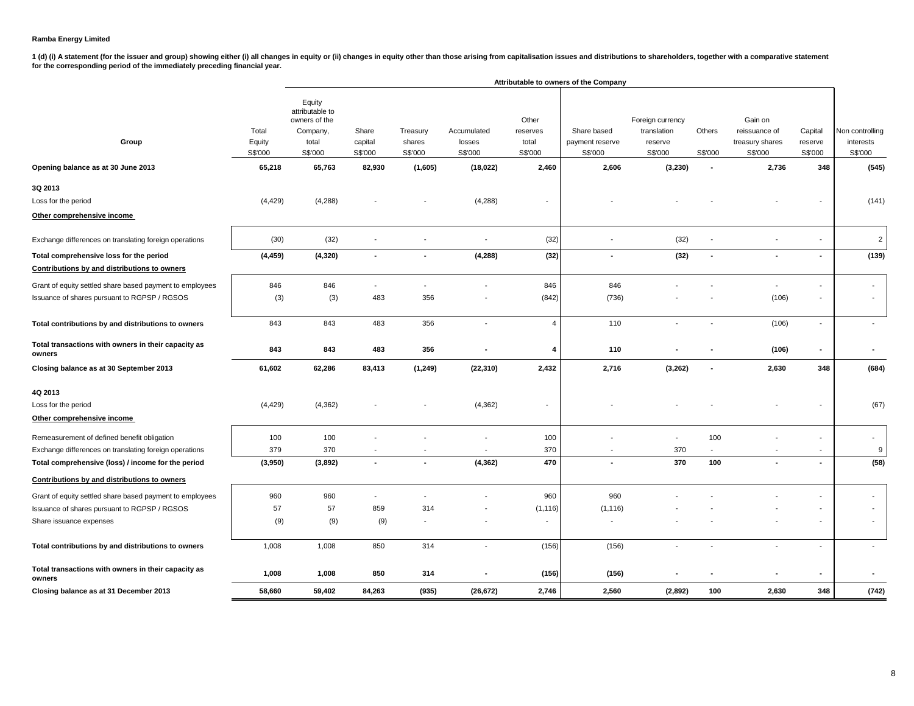**Ramba Energy Limited**

**1 (d) (i) A statement (for the issuer and group) showing either (i) all changes in equity or (ii) changes in equity other than those arising from capitalisation issues and distributions to shareholders, together with a comparative statement for the corresponding period of the immediately preceding financial year.**

| | | Attributable to owners of the Company | | | | | | | | | | |
|---|---|---|---|---|---|---|---|---|---|---|---|---|
| **Group** | Total Equity S$'000 | Equity attributable to owners of the Company, total S$'000 | Share capital S$'000 | Treasury shares S$'000 | Accumulated losses S$'000 | Other reserves total S$'000 | Share based payment reserve S$'000 | Foreign currency translation reserve S$'000 | Others S$'000 | Gain on reissuance of treasury shares S$'000 | Capital reserve S$'000 | Non controlling interests S$'000 |
| **Opening balance as at 30 June 2013** | **65,218** | **65,763** | **82,930** | **(1,605)** | **(18,022)** | **2,460** | **2,606** | **(3,230)** | **-** | **2,736** | **348** | **(545)** |
| **3Q 2013** | | | | | | | | | | | | |
| Loss for the period | (4,429) | (4,288) | - | - | (4,288) | - | - | - | - | - | - | (141) |
| **Other comprehensive income** | | | | | | | | | | | | |
| Exchange differences on translating foreign operations | (30) | (32) | - | - | - | (32) | - | (32) | - | - | - | 2 |
| **Total comprehensive loss for the period** | **(4,459)** | **(4,320)** | **-** | **-** | **(4,288)** | **(32)** | **-** | **(32)** | **-** | **-** | **-** | **(139)** |
| **Contributions by and distributions to owners** | | | | | | | | | | | | |
| Grant of equity settled share based payment to employees | 846 | 846 | - | - | - | 846 | 846 | - | - | - | - | - |
| Issuance of shares pursuant to RGPSP / RGSOS | (3) | (3) | 483 | 356 | - | (842) | (736) | - | - | (106) | - | - |
| **Total contributions by and distributions to owners** | 843 | 843 | 483 | 356 | - | 4 | 110 | - | - | (106) | - | - |
| **Total transactions with owners in their capacity as owners** | **843** | **843** | **483** | **356** | **-** | **4** | **110** | **-** | **-** | **(106)** | **-** | **-** |
| **Closing balance as at 30 September 2013** | **61,602** | **62,286** | **83,413** | **(1,249)** | **(22,310)** | **2,432** | **2,716** | **(3,262)** | **-** | **2,630** | **348** | **(684)** |
| **4Q 2013** | | | | | | | | | | | | |
| Loss for the period | (4,429) | (4,362) | - | - | (4,362) | - | - | - | - | - | - | (67) |
| **Other comprehensive income** | | | | | | | | | | | | |
| Remeasurement of defined benefit obligation | 100 | 100 | - | - | - | 100 | - | - | 100 | - | - | - |
| Exchange differences on translating foreign operations | 379 | 370 | - | - | - | 370 | - | 370 | - | - | - | 9 |
| **Total comprehensive (loss) / income for the period** | **(3,950)** | **(3,892)** | **-** | **-** | **(4,362)** | **470** | **-** | **370** | **100** | **-** | **-** | **(58)** |
| **Contributions by and distributions to owners** | | | | | | | | | | | | |
| Grant of equity settled share based payment to employees | 960 | 960 | - | - | - | 960 | 960 | - | - | - | - | - |
| Issuance of shares pursuant to RGPSP / RGSOS | 57 | 57 | 859 | 314 | - | (1,116) | (1,116) | - | - | - | - | - |
| Share issuance expenses | (9) | (9) | (9) | - | - | - | - | - | - | - | - | - |
| **Total contributions by and distributions to owners** | 1,008 | 1,008 | 850 | 314 | - | (156) | (156) | - | - | - | - | - |
| **Total transactions with owners in their capacity as owners** | **1,008** | **1,008** | **850** | **314** | **-** | **(156)** | **(156)** | **-** | **-** | **-** | **-** | **-** |
| **Closing balance as at 31 December 2013** | **58,660** | **59,402** | **84,263** | **(935)** | **(26,672)** | **2,746** | **2,560** | **(2,892)** | **100** | **2,630** | **348** | **(742)** |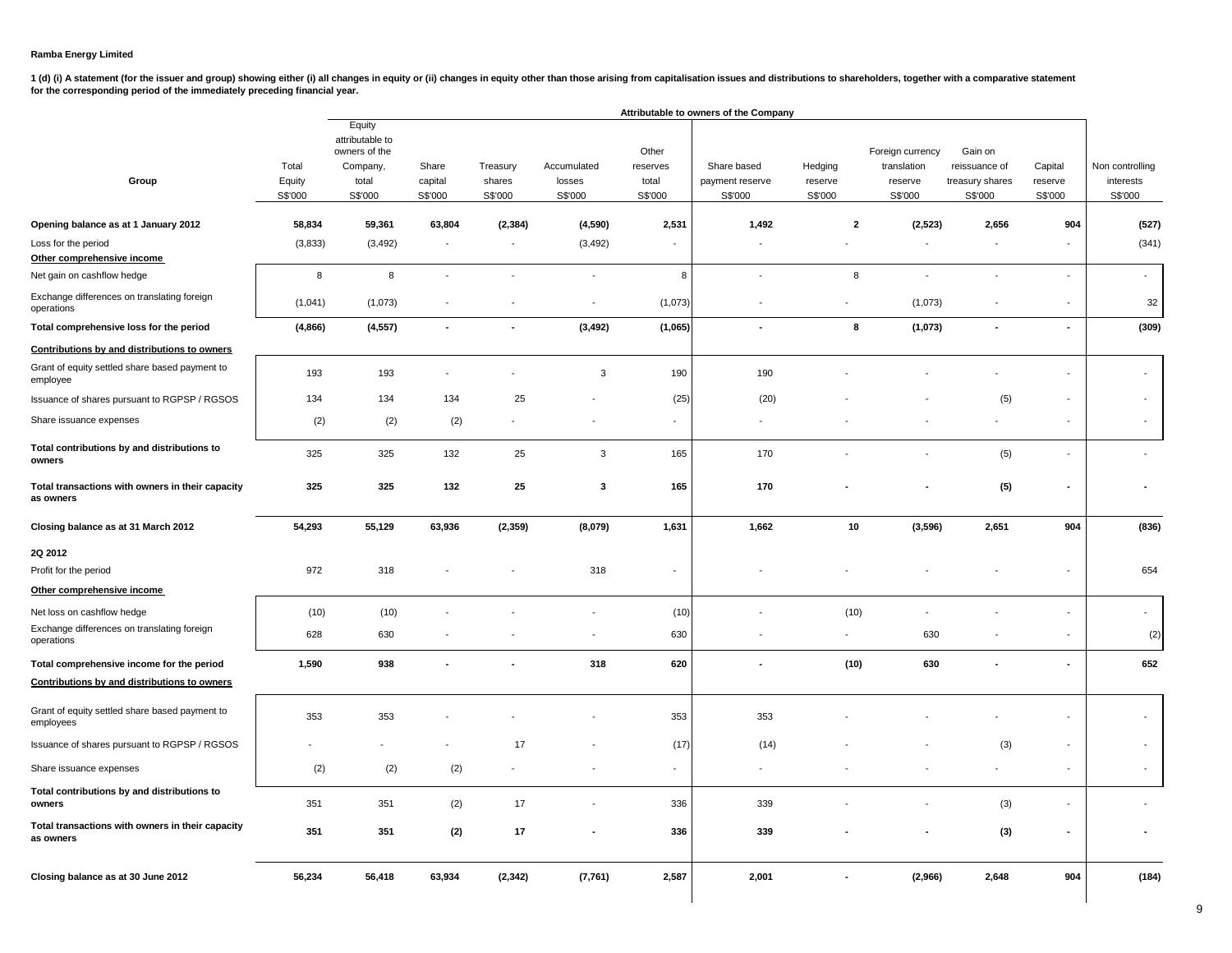**Ramba Energy Limited**

**1 (d) (i) A statement (for the issuer and group) showing either (i) all changes in equity or (ii) changes in equity other than those arising from capitalisation issues and distributions to shareholders, together with a comparative statement for the corresponding period of the immediately preceding financial year.**

| Group | Total Equity S$'000 | Equity attributable to owners of the Company, total S$'000 | Share capital S$'000 | Treasury shares S$'000 | Accumulated losses S$'000 | Other reserves total S$'000 | Share based payment reserve S$'000 | Hedging reserve S$'000 | Foreign currency translation reserve S$'000 | Gain on reissuance of treasury shares S$'000 | Capital reserve S$'000 | Non controlling interests S$'000 |
|---|---|---|---|---|---|---|---|---|---|---|---|---|
| | | Attributable to owners of the Company | | | | | | | | | | |
| **Opening balance as at 1 January 2012** | **58,834** | **59,361** | **63,804** | **(2,384)** | **(4,590)** | **2,531** | **1,492** | **2** | **(2,523)** | **2,656** | **904** | **(527)** |
| Loss for the period | (3,833) | (3,492) | - | - | (3,492) | - | - | - | - | - | - | (341) |
| **Other comprehensive income** | | | | | | | | | | | | |
| Net gain on cashflow hedge | 8 | 8 | - | - | - | 8 | - | 8 | - | - | - | - |
| Exchange differences on translating foreign operations | (1,041) | (1,073) | - | - | - | (1,073) | - | - | (1,073) | - | - | 32 |
| **Total comprehensive loss for the period** | **(4,866)** | **(4,557)** | **-** | **-** | **(3,492)** | **(1,065)** | **-** | **8** | **(1,073)** | **-** | **-** | **(309)** |
| **Contributions by and distributions to owners** | | | | | | | | | | | | |
| Grant of equity settled share based payment to employee | 193 | 193 | - | - | 3 | 190 | 190 | - | - | - | - | - |
| Issuance of shares pursuant to RGPSP / RGSOS | 134 | 134 | 134 | 25 | - | (25) | (20) | - | - | (5) | - | - |
| Share issuance expenses | (2) | (2) | (2) | - | - | - | - | - | - | - | - | - |
| **Total contributions by and distributions to owners** | 325 | 325 | 132 | 25 | 3 | 165 | 170 | - | - | (5) | - | - |
| **Total transactions with owners in their capacity as owners** | **325** | **325** | **132** | **25** | **3** | **165** | **170** | **-** | **-** | **(5)** | **-** | **-** |
| **Closing balance as at 31 March 2012** | **54,293** | **55,129** | **63,936** | **(2,359)** | **(8,079)** | **1,631** | **1,662** | **10** | **(3,596)** | **2,651** | **904** | **(836)** |
| **2Q 2012** | | | | | | | | | | | | |
| Profit for the period | 972 | 318 | - | - | 318 | - | - | - | - | - | - | 654 |
| **Other comprehensive income** | | | | | | | | | | | | |
| Net loss on cashflow hedge | (10) | (10) | - | - | - | (10) | - | (10) | - | - | - | - |
| Exchange differences on translating foreign operations | 628 | 630 | - | - | - | 630 | - | - | 630 | - | - | (2) |
| **Total comprehensive income for the period** | **1,590** | **938** | **-** | **-** | **318** | **620** | **-** | **(10)** | **630** | **-** | **-** | **652** |
| **Contributions by and distributions to owners** | | | | | | | | | | | | |
| Grant of equity settled share based payment to employees | 353 | 353 | - | - | - | 353 | 353 | - | - | - | - | - |
| Issuance of shares pursuant to RGPSP / RGSOS | - | - | - | 17 | - | (17) | (14) | - | - | (3) | - | - |
| Share issuance expenses | (2) | (2) | (2) | - | - | - | - | - | - | - | - | - |
| **Total contributions by and distributions to owners** | 351 | 351 | (2) | 17 | - | 336 | 339 | - | - | (3) | - | - |
| **Total transactions with owners in their capacity as owners** | **351** | **351** | **(2)** | **17** | **-** | **336** | **339** | **-** | **-** | **(3)** | **-** | **-** |
| **Closing balance as at 30 June 2012** | **56,234** | **56,418** | **63,934** | **(2,342)** | **(7,761)** | **2,587** | **2,001** | **-** | **(2,966)** | **2,648** | **904** | **(184)** |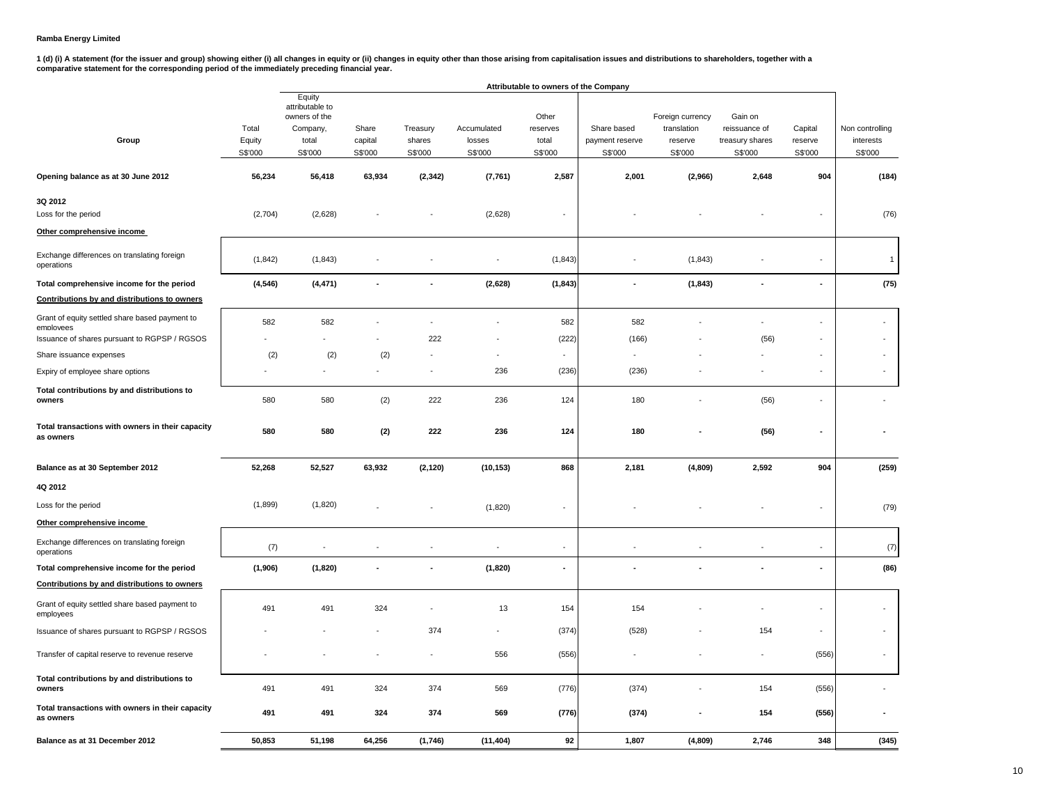**Ramba Energy Limited**

**1 (d) (i) A statement (for the issuer and group) showing either (i) all changes in equity or (ii) changes in equity other than those arising from capitalisation issues and distributions to shareholders, together with a comparative statement for the corresponding period of the immediately preceding financial year.**

| | | Attributable to owners of the Company | | | | | | | | | |
|---|---|---|---|---|---|---|---|---|---|---|---|
| **Group** | Total Equity S$'000 | Equity attributable to owners of the Company, total S$'000 | Share capital S$'000 | Treasury shares S$'000 | Accumulated losses S$'000 | Other reserves total S$'000 | Share based payment reserve S$'000 | Foreign currency translation reserve S$'000 | Gain on reissuance of treasury shares S$'000 | Capital reserve S$'000 | Non controlling interests S$'000 |
| **Opening balance as at 30 June 2012** | **56,234** | **56,418** | **63,934** | **(2,342)** | **(7,761)** | **2,587** | **2,001** | **(2,966)** | **2,648** | **904** | **(184)** |
| **3Q 2012** | | | | | | | | | | | |
| Loss for the period | (2,704) | (2,628) | - | - | (2,628) | - | - | - | - | - | (76) |
| **Other comprehensive income** | | | | | | | | | | | |
| Exchange differences on translating foreign operations | (1,842) | (1,843) | - | - | - | (1,843) | - | (1,843) | - | - | 1 |
| **Total comprehensive income for the period** | **(4,546)** | **(4,471)** | **-** | **-** | **(2,628)** | **(1,843)** | **-** | **(1,843)** | **-** | **-** | **(75)** |
| **Contributions by and distributions to owners** | | | | | | | | | | | |
| Grant of equity settled share based payment to employees | 582 | 582 | - | - | - | 582 | 582 | - | - | - | - |
| Issuance of shares pursuant to RGPSP / RGSOS | - | - | - | 222 | - | (222) | (166) | - | (56) | - | - |
| Share issuance expenses | (2) | (2) | (2) | - | - | - | - | - | - | - | - |
| Expiry of employee share options | - | - | - | - | 236 | (236) | (236) | - | - | - | - |
| **Total contributions by and distributions to owners** | 580 | 580 | (2) | 222 | 236 | 124 | 180 | - | (56) | - | - |
| **Total transactions with owners in their capacity as owners** | **580** | **580** | **(2)** | **222** | **236** | **124** | **180** | **-** | **(56)** | **-** | **-** |
| **Balance as at 30 September 2012** | **52,268** | **52,527** | **63,932** | **(2,120)** | **(10,153)** | **868** | **2,181** | **(4,809)** | **2,592** | **904** | **(259)** |
| **4Q 2012** | | | | | | | | | | | |
| Loss for the period | (1,899) | (1,820) | - | - | (1,820) | - | - | - | - | - | (79) |
| **Other comprehensive income** | | | | | | | | | | | |
| Exchange differences on translating foreign operations | (7) | - | - | - | - | - | - | - | - | - | (7) |
| **Total comprehensive income for the period** | **(1,906)** | **(1,820)** | **-** | **-** | **(1,820)** | **-** | **-** | **-** | **-** | **-** | **(86)** |
| **Contributions by and distributions to owners** | | | | | | | | | | | |
| Grant of equity settled share based payment to employees | 491 | 491 | 324 | - | 13 | 154 | 154 | - | - | - | - |
| Issuance of shares pursuant to RGPSP / RGSOS | - | - | - | 374 | - | (374) | (528) | - | 154 | - | - |
| Transfer of capital reserve to revenue reserve | - | - | - | - | 556 | (556) | - | - | - | (556) | - |
| **Total contributions by and distributions to owners** | 491 | 491 | 324 | 374 | 569 | (776) | (374) | - | 154 | (556) | - |
| **Total transactions with owners in their capacity as owners** | **491** | **491** | **324** | **374** | **569** | **(776)** | **(374)** | **-** | **154** | **(556)** | **-** |
| **Balance as at 31 December 2012** | **50,853** | **51,198** | **64,256** | **(1,746)** | **(11,404)** | **92** | **1,807** | **(4,809)** | **2,746** | **348** | **(345)** |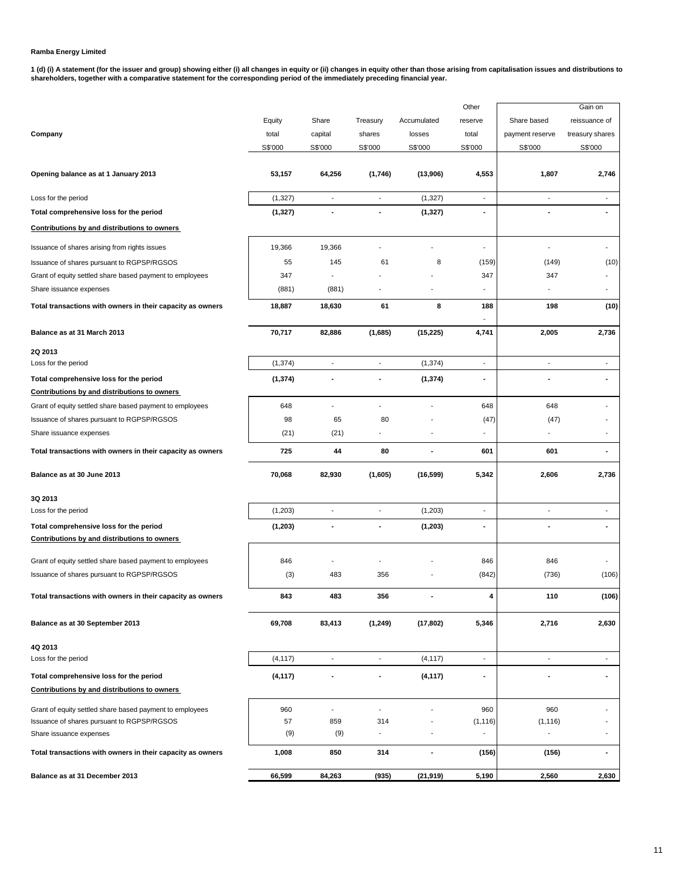**Ramba Energy Limited**

**1 (d) (i) A statement (for the issuer and group) showing either (i) all changes in equity or (ii) changes in equity other than those arising from capitalisation issues and distributions to shareholders, together with a comparative statement for the corresponding period of the immediately preceding financial year.**

| Company | Equity total S$'000 | Share capital S$'000 | Treasury shares S$'000 | Accumulated losses S$'000 | Other reserve total S$'000 | Share based payment reserve S$'000 | Gain on reissuance of treasury shares S$'000 |
|---|---|---|---|---|---|---|---|
| **Opening balance as at 1 January 2013** | **53,157** | **64,256** | **(1,746)** | **(13,906)** | **4,553** | **1,807** | **2,746** |
| Loss for the period | (1,327) | - | - | (1,327) | - | - | - |
| **Total comprehensive loss for the period** | **(1,327)** | **-** | **-** | **(1,327)** | **-** | **-** | **-** |
| **Contributions by and distributions to owners** | | | | | | | |
| Issuance of shares arising from rights issues | 19,366 | 19,366 | - | - | - | - | - |
| Issuance of shares pursuant to RGPSP/RGSOS | 55 | 145 | 61 | 8 | (159) | (149) | (10) |
| Grant of equity settled share based payment to employees | 347 | - | - | - | 347 | 347 | - |
| Share issuance expenses | (881) | (881) | - | - | - | - | - |
| **Total transactions with owners in their capacity as owners** | **18,887** | **18,630** | **61** | **8** | **188** | **198** | **(10)** |
| **Balance as at 31 March 2013** | **70,717** | **82,886** | **(1,685)** | **(15,225)** | **4,741** | **2,005** | **2,736** |
| **2Q 2013** | | | | | | | |
| Loss for the period | (1,374) | - | - | (1,374) | - | - | - |
| **Total comprehensive loss for the period** | **(1,374)** | **-** | **-** | **(1,374)** | **-** | **-** | **-** |
| **Contributions by and distributions to owners** | | | | | | | |
| Grant of equity settled share based payment to employees | 648 | - | - | - | 648 | 648 | - |
| Issuance of shares pursuant to RGPSP/RGSOS | 98 | 65 | 80 | - | (47) | (47) | - |
| Share issuance expenses | (21) | (21) | - | - | - | - | - |
| **Total transactions with owners in their capacity as owners** | **725** | **44** | **80** | **-** | **601** | **601** | **-** |
| **Balance as at 30 June 2013** | **70,068** | **82,930** | **(1,605)** | **(16,599)** | **5,342** | **2,606** | **2,736** |
| **3Q 2013** | | | | | | | |
| Loss for the period | (1,203) | - | - | (1,203) | - | - | - |
| **Total comprehensive loss for the period** | **(1,203)** | **-** | **-** | **(1,203)** | **-** | **-** | **-** |
| **Contributions by and distributions to owners** | | | | | | | |
| Grant of equity settled share based payment to employees | 846 | - | - | - | 846 | 846 | - |
| Issuance of shares pursuant to RGPSP/RGSOS | (3) | 483 | 356 | - | (842) | (736) | (106) |
| **Total transactions with owners in their capacity as owners** | **843** | **483** | **356** | **-** | **4** | **110** | **(106)** |
| **Balance as at 30 September 2013** | **69,708** | **83,413** | **(1,249)** | **(17,802)** | **5,346** | **2,716** | **2,630** |
| **4Q 2013** | | | | | | | |
| Loss for the period | (4,117) | - | - | (4,117) | - | - | - |
| **Total comprehensive loss for the period** | **(4,117)** | **-** | **-** | **(4,117)** | **-** | **-** | **-** |
| **Contributions by and distributions to owners** | | | | | | | |
| Grant of equity settled share based payment to employees | 960 | - | - | - | 960 | 960 | - |
| Issuance of shares pursuant to RGPSP/RGSOS | 57 | 859 | 314 | - | (1,116) | (1,116) | - |
| Share issuance expenses | (9) | (9) | - | - | - | - | - |
| **Total transactions with owners in their capacity as owners** | **1,008** | **850** | **314** | **-** | **(156)** | **(156)** | **-** |
| **Balance as at 31 December 2013** | **66,599** | **84,263** | **(935)** | **(21,919)** | **5,190** | **2,560** | **2,630** |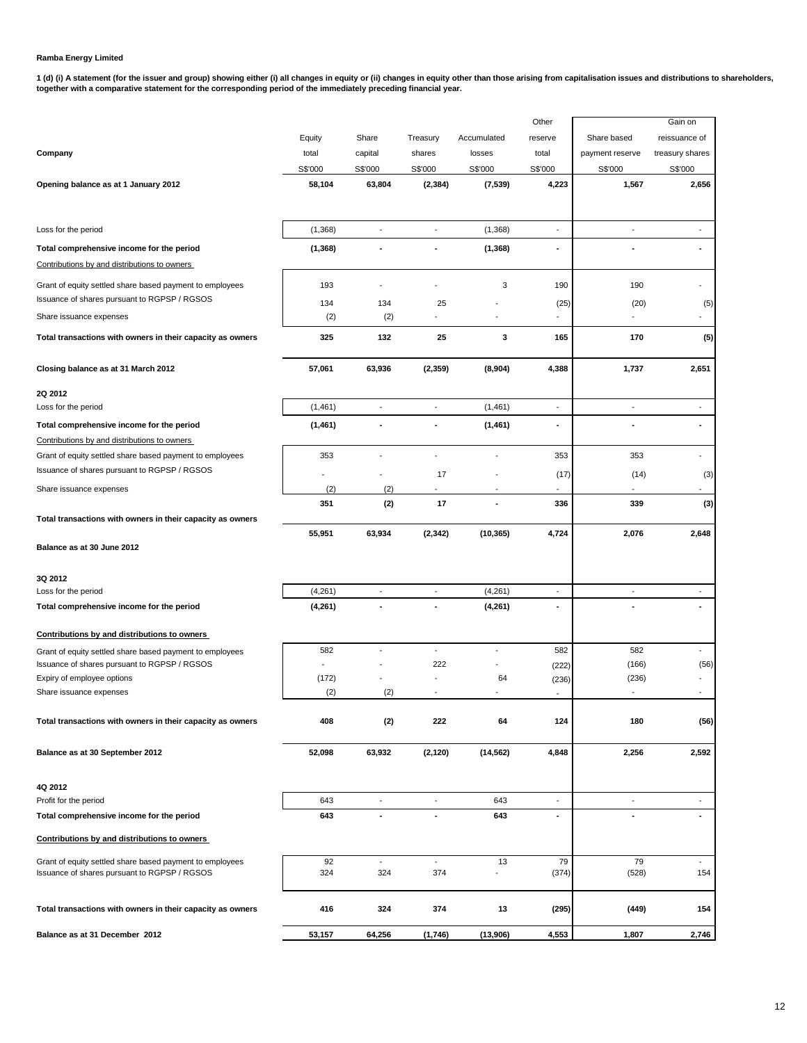**Ramba Energy Limited**

**1 (d) (i) A statement (for the issuer and group) showing either (i) all changes in equity or (ii) changes in equity other than those arising from capitalisation issues and distributions to shareholders, together with a comparative statement for the corresponding period of the immediately preceding financial year.**

| Company | Equity total | Share capital | Treasury shares | Accumulated losses | Other reserve total | Share based payment reserve | Gain on reissuance of treasury shares |
|---|---|---|---|---|---|---|---|
| | S$'000 | S$'000 | S$'000 | S$'000 | S$'000 | S$'000 | S$'000 |
| **Opening balance as at 1 January 2012** | **58,104** | **63,804** | **(2,384)** | **(7,539)** | **4,223** | **1,567** | **2,656** |
| Loss for the period | (1,368) | - | - | (1,368) | - | - | - |
| **Total comprehensive income for the period** | **(1,368)** | **-** | **-** | **(1,368)** | **-** | **-** | **-** |
| Contributions by and distributions to owners | | | | | | | |
| Grant of equity settled share based payment to employees | 193 | - | - | 3 | 190 | 190 | - |
| Issuance of shares pursuant to RGPSP / RGSOS | 134 | 134 | 25 | - | (25) | (20) | (5) |
| Share issuance expenses | (2) | (2) | - | - | - | - | - |
| **Total transactions with owners in their capacity as owners** | **325** | **132** | **25** | **3** | **165** | **170** | **(5)** |
| **Closing balance as at 31 March 2012** | **57,061** | **63,936** | **(2,359)** | **(8,904)** | **4,388** | **1,737** | **2,651** |
| **2Q 2012** | | | | | | | |
| Loss for the period | (1,461) | - | - | (1,461) | - | - | - |
| **Total comprehensive income for the period** | **(1,461)** | **-** | **-** | **(1,461)** | **-** | **-** | **-** |
| Contributions by and distributions to owners | | | | | | | |
| Grant of equity settled share based payment to employees | 353 | - | - | - | 353 | 353 | - |
| Issuance of shares pursuant to RGPSP / RGSOS | - | - | 17 | - | (17) | (14) | (3) |
| Share issuance expenses | (2) | (2) | - | - | - | - | - |
| **Total transactions with owners in their capacity as owners** | **351** | **(2)** | **17** | **-** | **336** | **339** | **(3)** |
| **Balance as at 30 June 2012** | **55,951** | **63,934** | **(2,342)** | **(10,365)** | **4,724** | **2,076** | **2,648** |
| **3Q 2012** | | | | | | | |
| Loss for the period | (4,261) | - | - | (4,261) | - | - | - |
| **Total comprehensive income for the period** | **(4,261)** | **-** | **-** | **(4,261)** | **-** | **-** | **-** |
| **Contributions by and distributions to owners** | | | | | | | |
| Grant of equity settled share based payment to employees | 582 | - | - | - | 582 | 582 | - |
| Issuance of shares pursuant to RGPSP / RGSOS | - | - | 222 | - | (222) | (166) | (56) |
| Expiry of employee options | (172) | - | - | 64 | (236) | (236) | - |
| Share issuance expenses | (2) | (2) | - | - | - | - | - |
| **Total transactions with owners in their capacity as owners** | **408** | **(2)** | **222** | **64** | **124** | **180** | **(56)** |
| **Balance as at 30 September 2012** | **52,098** | **63,932** | **(2,120)** | **(14,562)** | **4,848** | **2,256** | **2,592** |
| **4Q 2012** | | | | | | | |
| Profit for the period | 643 | - | - | 643 | - | - | - |
| **Total comprehensive income for the period** | **643** | **-** | **-** | **643** | **-** | **-** | **-** |
| **Contributions by and distributions to owners** | | | | | | | |
| Grant of equity settled share based payment to employees | 92 | - | - | 13 | 79 | 79 | - |
| Issuance of shares pursuant to RGPSP / RGSOS | 324 | 324 | 374 | - | (374) | (528) | 154 |
| **Total transactions with owners in their capacity as owners** | **416** | **324** | **374** | **13** | **(295)** | **(449)** | **154** |
| **Balance as at 31 December 2012** | **53,157** | **64,256** | **(1,746)** | **(13,906)** | **4,553** | **1,807** | **2,746** |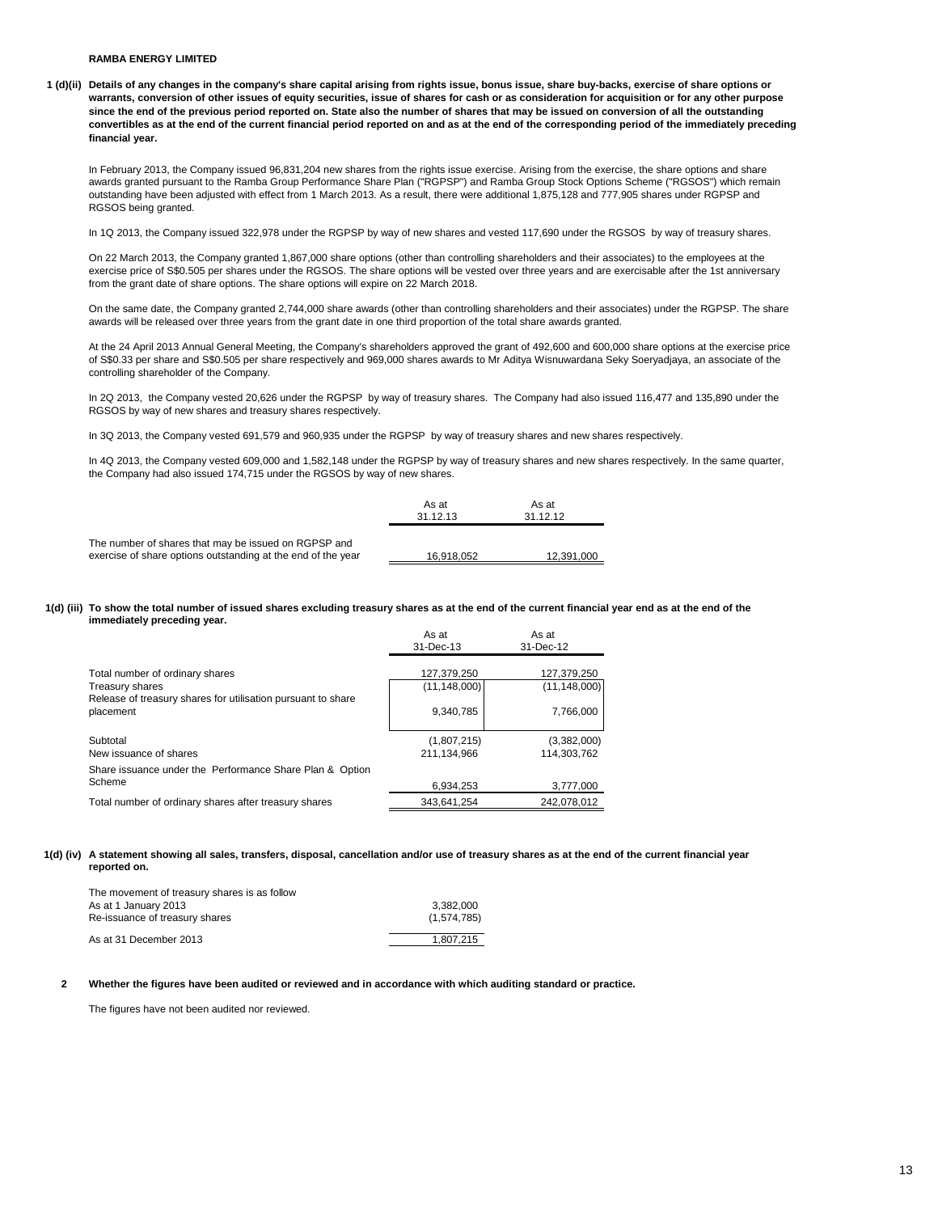**RAMBA ENERGY LIMITED**

**1 (d)(ii) Details of any changes in the company's share capital arising from rights issue, bonus issue, share buy-backs, exercise of share options or warrants, conversion of other issues of equity securities, issue of shares for cash or as consideration for acquisition or for any other purpose since the end of the previous period reported on. State also the number of shares that may be issued on conversion of all the outstanding convertibles as at the end of the current financial period reported on and as at the end of the corresponding period of the immediately preceding financial year.**

In February 2013, the Company issued 96,831,204 new shares from the rights issue exercise. Arising from the exercise, the share options and share awards granted pursuant to the Ramba Group Performance Share Plan ("RGPSP") and Ramba Group Stock Options Scheme ("RGSOS") which remain outstanding have been adjusted with effect from 1 March 2013. As a result, there were additional 1,875,128 and 777,905 shares under RGPSP and RGSOS being granted.

In 1Q 2013, the Company issued 322,978 under the RGPSP by way of new shares and vested 117,690 under the RGSOS by way of treasury shares.

On 22 March 2013, the Company granted 1,867,000 share options (other than controlling shareholders and their associates) to the employees at the exercise price of S$0.505 per shares under the RGSOS. The share options will be vested over three years and are exercisable after the 1st anniversary from the grant date of share options. The share options will expire on 22 March 2018.

On the same date, the Company granted 2,744,000 share awards (other than controlling shareholders and their associates) under the RGPSP. The share awards will be released over three years from the grant date in one third proportion of the total share awards granted.

At the 24 April 2013 Annual General Meeting, the Company's shareholders approved the grant of 492,600 and 600,000 share options at the exercise price of S$0.33 per share and S$0.505 per share respectively and 969,000 shares awards to Mr Aditya Wisnuwardana Seky Soeryadjaya, an associate of the controlling shareholder of the Company.

In 2Q 2013, the Company vested 20,626 under the RGPSP by way of treasury shares. The Company had also issued 116,477 and 135,890 under the RGSOS by way of new shares and treasury shares respectively.

In 3Q 2013, the Company vested 691,579 and 960,935 under the RGPSP by way of treasury shares and new shares respectively.

In 4Q 2013, the Company vested 609,000 and 1,582,148 under the RGPSP by way of treasury shares and new shares respectively. In the same quarter, the Company had also issued 174,715 under the RGSOS by way of new shares.

| | As at 31.12.13 | As at 31.12.12 |
|---|---|---|
| The number of shares that may be issued on RGPSP and exercise of share options outstanding at the end of the year | 16,918,052 | 12,391,000 |

**1(d) (iii) To show the total number of issued shares excluding treasury shares as at the end of the current financial year end as at the end of the immediately preceding year.**

| | As at 31-Dec-13 | As at 31-Dec-12 |
|---|---|---|
| Total number of ordinary shares | 127,379,250 | 127,379,250 |
| Treasury shares | (11,148,000) | (11,148,000) |
| Release of treasury shares for utilisation pursuant to share placement | 9,340,785 | 7,766,000 |
| Subtotal | (1,807,215) | (3,382,000) |
| New issuance of shares | 211,134,966 | 114,303,762 |
| Share issuance under the Performance Share Plan & Option Scheme | 6,934,253 | 3,777,000 |
| Total number of ordinary shares after treasury shares | 343,641,254 | 242,078,012 |

**1(d) (iv) A statement showing all sales, transfers, disposal, cancellation and/or use of treasury shares as at the end of the current financial year reported on.**

| The movement of treasury shares is as follow | |
|---|---|
| As at 1 January 2013 | 3,382,000 |
| Re-issuance of treasury shares | (1,574,785) |
| As at 31 December 2013 | 1,807,215 |

**2 Whether the figures have been audited or reviewed and in accordance with which auditing standard or practice.**

The figures have not been audited nor reviewed.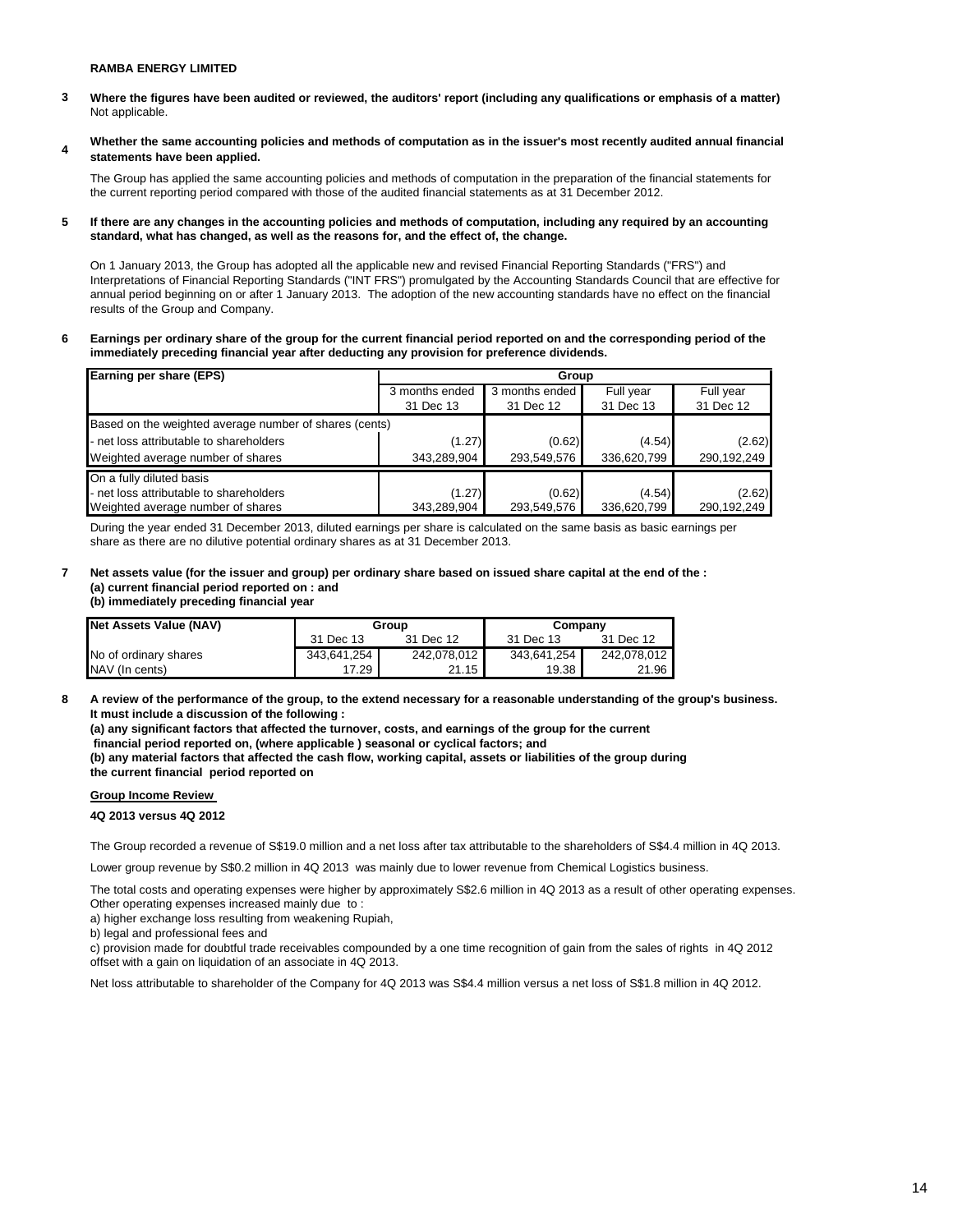**RAMBA ENERGY LIMITED**

**3 Where the figures have been audited or reviewed, the auditors' report (including any qualifications or emphasis of a matter)**

Not applicable.

**4 Whether the same accounting policies and methods of computation as in the issuer's most recently audited annual financial statements have been applied.**

The Group has applied the same accounting policies and methods of computation in the preparation of the financial statements for the current reporting period compared with those of the audited financial statements as at 31 December 2012.

**5 If there are any changes in the accounting policies and methods of computation, including any required by an accounting standard, what has changed, as well as the reasons for, and the effect of, the change.**

On 1 January 2013, the Group has adopted all the applicable new and revised Financial Reporting Standards ("FRS") and Interpretations of Financial Reporting Standards ("INT FRS") promulgated by the Accounting Standards Council that are effective for annual period beginning on or after 1 January 2013. The adoption of the new accounting standards have no effect on the financial results of the Group and Company.

**6 Earnings per ordinary share of the group for the current financial period reported on and the corresponding period of the immediately preceding financial year after deducting any provision for preference dividends.**

| Earning per share (EPS) | Group | | | |
|---|---|---|---|---|
| | 3 months ended 31 Dec 13 | 3 months ended 31 Dec 12 | Full year 31 Dec 13 | Full year 31 Dec 12 |
| Based on the weighted average number of shares (cents) | | | | |
| - net loss attributable to shareholders | (1.27) | (0.62) | (4.54) | (2.62) |
| Weighted average number of shares | 343,289,904 | 293,549,576 | 336,620,799 | 290,192,249 |
| On a fully diluted basis | | | | |
| - net loss attributable to shareholders | (1.27) | (0.62) | (4.54) | (2.62) |
| Weighted average number of shares | 343,289,904 | 293,549,576 | 336,620,799 | 290,192,249 |

During the year ended 31 December 2013, diluted earnings per share is calculated on the same basis as basic earnings per share as there are no dilutive potential ordinary shares as at 31 December 2013.

**7 Net assets value (for the issuer and group) per ordinary share based on issued share capital at the end of the :**
**(a) current financial period reported on : and**
**(b) immediately preceding financial year**

| Net Assets Value (NAV) | Group | | Company | |
|---|---|---|---|---|
| | 31 Dec 13 | 31 Dec 12 | 31 Dec 13 | 31 Dec 12 |
| No of ordinary shares | 343,641,254 | 242,078,012 | 343,641,254 | 242,078,012 |
| NAV (In cents) | 17.29 | 21.15 | 19.38 | 21.96 |

**8 A review of the performance of the group, to the extend necessary for a reasonable understanding of the group's business. It must include a discussion of the following :**
**(a) any significant factors that affected the turnover, costs, and earnings of the group for the current financial period reported on, (where applicable ) seasonal or cyclical factors; and**
**(b) any material factors that affected the cash flow, working capital, assets or liabilities of the group during the current financial period reported on**

**Group Income Review**

**4Q 2013 versus 4Q 2012**

The Group recorded a revenue of S$19.0 million and a net loss after tax attributable to the shareholders of S$4.4 million in 4Q 2013.

Lower group revenue by S$0.2 million in 4Q 2013 was mainly due to lower revenue from Chemical Logistics business.

The total costs and operating expenses were higher by approximately S$2.6 million in 4Q 2013 as a result of other operating expenses. Other operating expenses increased mainly due to :

a) higher exchange loss resulting from weakening Rupiah,

b) legal and professional fees and

c) provision made for doubtful trade receivables compounded by a one time recognition of gain from the sales of rights in 4Q 2012 offset with a gain on liquidation of an associate in 4Q 2013.

Net loss attributable to shareholder of the Company for 4Q 2013 was S$4.4 million versus a net loss of S$1.8 million in 4Q 2012.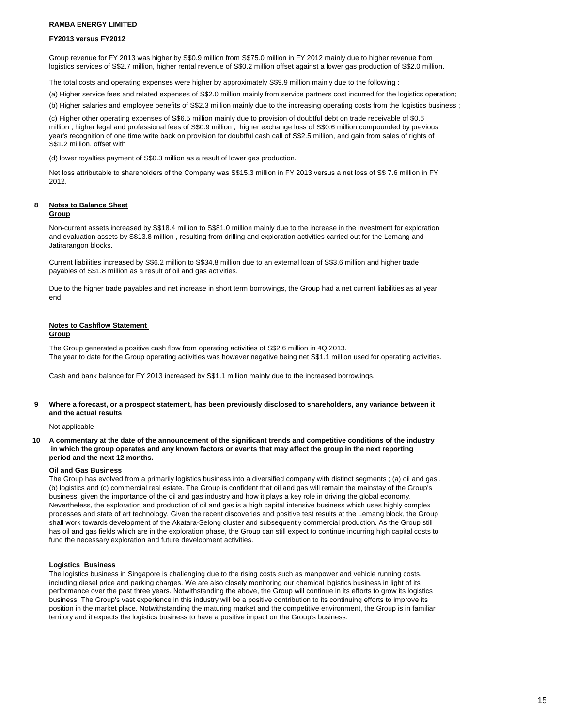**RAMBA ENERGY LIMITED**

**FY2013 versus FY2012**

Group revenue for FY 2013 was higher by S$0.9 million from S$75.0 million in FY 2012 mainly due to higher revenue from logistics services of S$2.7 million, higher rental revenue of S$0.2 million offset against a lower gas production of S$2.0 million.

The total costs and operating expenses were higher by approximately S$9.9 million mainly due to the following :

(a) Higher service fees and related expenses of S$2.0 million mainly from service partners cost incurred for the logistics operation;

(b) Higher salaries and employee benefits of S$2.3 million mainly due to the increasing operating costs from the logistics business ;

(c) Higher other operating expenses of S$6.5 million mainly due to provision of doubtful debt on trade receivable of $0.6 million , higher legal and professional fees of S$0.9 million , higher exchange loss of S$0.6 million compounded by previous year's recognition of one time write back on provision for doubtful cash call of S$2.5 million, and gain from sales of rights of S$1.2 million, offset with

(d) lower royalties payment of S$0.3 million as a result of lower gas production.

Net loss attributable to shareholders of the Company was S$15.3 million in FY 2013 versus a net loss of S$ 7.6 million in FY 2012.

**8 Notes to Balance Sheet**
**Group**

Non-current assets increased by S$18.4 million to S$81.0 million mainly due to the increase in the investment for exploration and evaluation assets by S$13.8 million , resulting from drilling and exploration activities carried out for the Lemang and Jatirarangon blocks.

Current liabilities increased by S$6.2 million to S$34.8 million due to an external loan of S$3.6 million and higher trade payables of S$1.8 million as a result of oil and gas activities.

Due to the higher trade payables and net increase in short term borrowings, the Group had a net current liabilities as at year end.

**Notes to Cashflow Statement**
**Group**

The Group generated a positive cash flow from operating activities of S$2.6 million in 4Q 2013.
The year to date for the Group operating activities was however negative being net S$1.1 million used for operating activities.

Cash and bank balance for FY 2013 increased by S$1.1 million mainly due to the increased borrowings.

**9 Where a forecast, or a prospect statement, has been previously disclosed to shareholders, any variance between it and the actual results**

Not applicable

**10 A commentary at the date of the announcement of the significant trends and competitive conditions of the industry in which the group operates and any known factors or events that may affect the group in the next reporting period and the next 12 months.**

**Oil and Gas Business**

The Group has evolved from a primarily logistics business into a diversified company with distinct segments ; (a) oil and gas , (b) logistics and (c) commercial real estate. The Group is confident that oil and gas will remain the mainstay of the Group's business, given the importance of the oil and gas industry and how it plays a key role in driving the global economy. Nevertheless, the exploration and production of oil and gas is a high capital intensive business which uses highly complex processes and state of art technology. Given the recent discoveries and positive test results at the Lemang block, the Group shall work towards development of the Akatara-Selong cluster and subsequently commercial production. As the Group still has oil and gas fields which are in the exploration phase, the Group can still expect to continue incurring high capital costs to fund the necessary exploration and future development activities.

**Logistics Business**

The logistics business in Singapore is challenging due to the rising costs such as manpower and vehicle running costs, including diesel price and parking charges. We are also closely monitoring our chemical logistics business in light of its performance over the past three years. Notwithstanding the above, the Group will continue in its efforts to grow its logistics business. The Group's vast experience in this industry will be a positive contribution to its continuing efforts to improve its position in the market place. Notwithstanding the maturing market and the competitive environment, the Group is in familiar territory and it expects the logistics business to have a positive impact on the Group's business.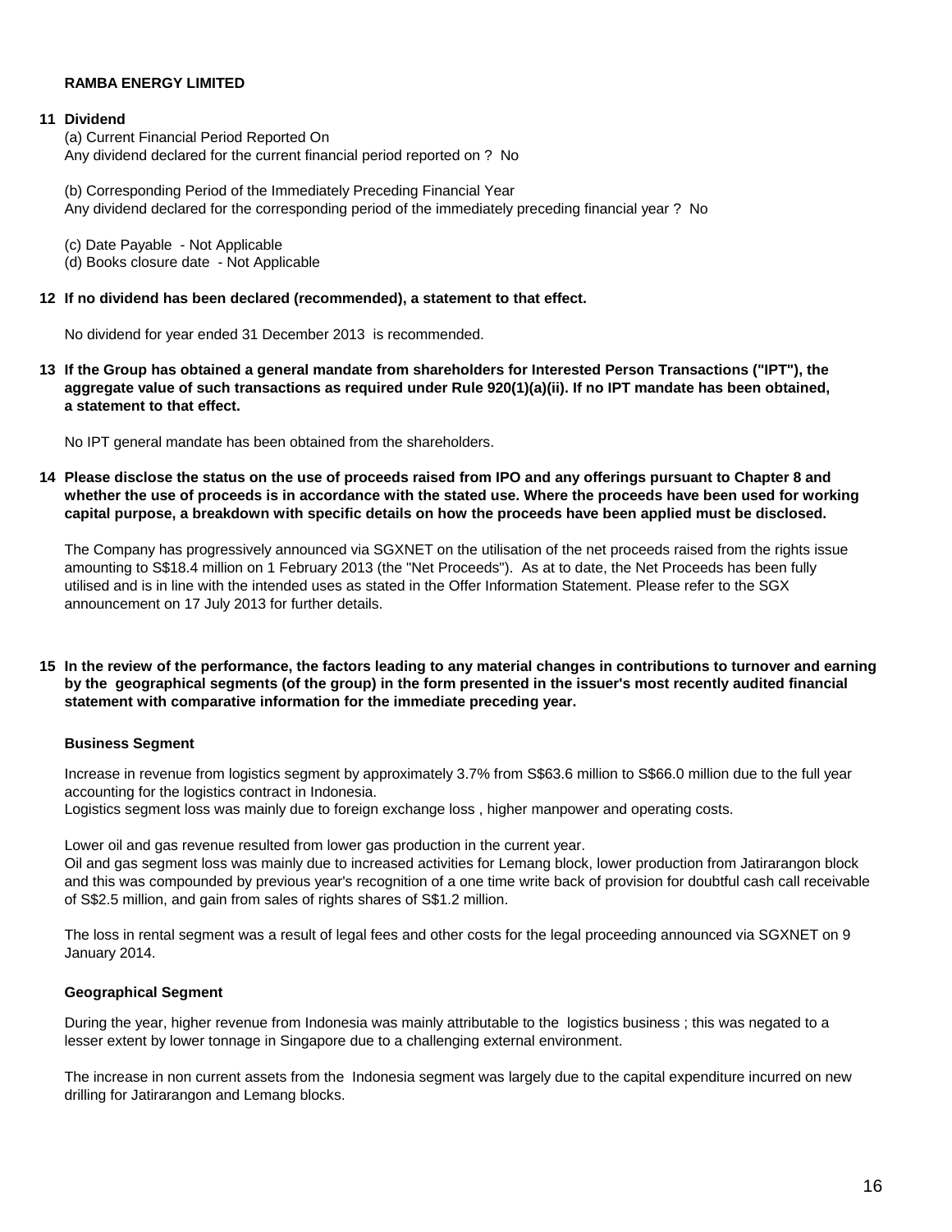**RAMBA ENERGY LIMITED**

**11 Dividend**

(a) Current Financial Period Reported On
Any dividend declared for the current financial period reported on ? No

(b) Corresponding Period of the Immediately Preceding Financial Year
Any dividend declared for the corresponding period of the immediately preceding financial year ? No

(c) Date Payable - Not Applicable
(d) Books closure date - Not Applicable

**12 If no dividend has been declared (recommended), a statement to that effect.**

No dividend for year ended 31 December 2013 is recommended.

**13 If the Group has obtained a general mandate from shareholders for Interested Person Transactions ("IPT"), the aggregate value of such transactions as required under Rule 920(1)(a)(ii). If no IPT mandate has been obtained, a statement to that effect.**

No IPT general mandate has been obtained from the shareholders.

**14 Please disclose the status on the use of proceeds raised from IPO and any offerings pursuant to Chapter 8 and whether the use of proceeds is in accordance with the stated use. Where the proceeds have been used for working capital purpose, a breakdown with specific details on how the proceeds have been applied must be disclosed.**

The Company has progressively announced via SGXNET on the utilisation of the net proceeds raised from the rights issue amounting to S$18.4 million on 1 February 2013 (the "Net Proceeds"). As at to date, the Net Proceeds has been fully utilised and is in line with the intended uses as stated in the Offer Information Statement. Please refer to the SGX announcement on 17 July 2013 for further details.

**15 In the review of the performance, the factors leading to any material changes in contributions to turnover and earning by the geographical segments (of the group) in the form presented in the issuer's most recently audited financial statement with comparative information for the immediate preceding year.**

**Business Segment**

Increase in revenue from logistics segment by approximately 3.7% from S$63.6 million to S$66.0 million due to the full year accounting for the logistics contract in Indonesia.
Logistics segment loss was mainly due to foreign exchange loss , higher manpower and operating costs.

Lower oil and gas revenue resulted from lower gas production in the current year.
Oil and gas segment loss was mainly due to increased activities for Lemang block, lower production from Jatirarangon block and this was compounded by previous year's recognition of a one time write back of provision for doubtful cash call receivable of S$2.5 million, and gain from sales of rights shares of S$1.2 million.

The loss in rental segment was a result of legal fees and other costs for the legal proceeding announced via SGXNET on 9 January 2014.

**Geographical Segment**

During the year, higher revenue from Indonesia was mainly attributable to the logistics business ; this was negated to a lesser extent by lower tonnage in Singapore due to a challenging external environment.

The increase in non current assets from the Indonesia segment was largely due to the capital expenditure incurred on new drilling for Jatirarangon and Lemang blocks.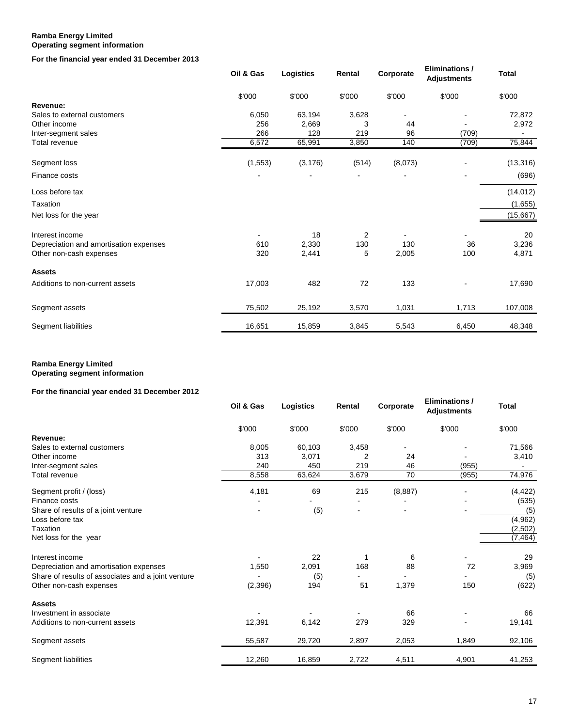**Ramba Energy Limited**
**Operating segment information**

**For the financial year ended 31 December 2013**

| | Oil & Gas | Logistics | Rental | Corporate | Eliminations / Adjustments | Total |
|---|---|---|---|---|---|---|
| | $'000 | $'000 | $'000 | $'000 | $'000 | $'000 |
| **Revenue:** | | | | | | |
| Sales to external customers | 6,050 | 63,194 | 3,628 | - | - | 72,872 |
| Other income | 256 | 2,669 | 3 | 44 | - | 2,972 |
| Inter-segment sales | 266 | 128 | 219 | 96 | (709) | - |
| Total revenue | 6,572 | 65,991 | 3,850 | 140 | (709) | 75,844 |
| Segment loss | (1,553) | (3,176) | (514) | (8,073) | - | (13,316) |
| Finance costs | - | - | - | - | - | (696) |
| Loss before tax | | | | | | (14,012) |
| Taxation | | | | | | (1,655) |
| Net loss for the year | | | | | | (15,667) |
| Interest income | - | 18 | 2 | - | - | 20 |
| Depreciation and amortisation expenses | 610 | 2,330 | 130 | 130 | 36 | 3,236 |
| Other non-cash expenses | 320 | 2,441 | 5 | 2,005 | 100 | 4,871 |
| **Assets** | | | | | | |
| Additions to non-current assets | 17,003 | 482 | 72 | 133 | - | 17,690 |
| Segment assets | 75,502 | 25,192 | 3,570 | 1,031 | 1,713 | 107,008 |
| Segment liabilities | 16,651 | 15,859 | 3,845 | 5,543 | 6,450 | 48,348 |

**Ramba Energy Limited**
**Operating segment information**

**For the financial year ended 31 December 2012**

| | Oil & Gas | Logistics | Rental | Corporate | Eliminations / Adjustments | Total |
|---|---|---|---|---|---|---|
| | $'000 | $'000 | $'000 | $'000 | $'000 | $'000 |
| **Revenue:** | | | | | | |
| Sales to external customers | 8,005 | 60,103 | 3,458 | - | - | 71,566 |
| Other income | 313 | 3,071 | 2 | 24 | - | 3,410 |
| Inter-segment sales | 240 | 450 | 219 | 46 | (955) | - |
| Total revenue | 8,558 | 63,624 | 3,679 | 70 | (955) | 74,976 |
| Segment profit / (loss) | 4,181 | 69 | 215 | (8,887) | - | (4,422) |
| Finance costs | - | - | - | - | - | (535) |
| Share of results of a joint venture | - | (5) | - | - | - | (5) |
| Loss before tax | | | | | | (4,962) |
| Taxation | | | | | | (2,502) |
| Net loss for the year | | | | | | (7,464) |
| Interest income | - | 22 | 1 | 6 | - | 29 |
| Depreciation and amortisation expenses | 1,550 | 2,091 | 168 | 88 | 72 | 3,969 |
| Share of results of associates and a joint venture | - | (5) | - | - | - | (5) |
| Other non-cash expenses | (2,396) | 194 | 51 | 1,379 | 150 | (622) |
| **Assets** | | | | | | |
| Investment in associate | - | - | - | 66 | - | 66 |
| Additions to non-current assets | 12,391 | 6,142 | 279 | 329 | - | 19,141 |
| Segment assets | 55,587 | 29,720 | 2,897 | 2,053 | 1,849 | 92,106 |
| Segment liabilities | 12,260 | 16,859 | 2,722 | 4,511 | 4,901 | 41,253 |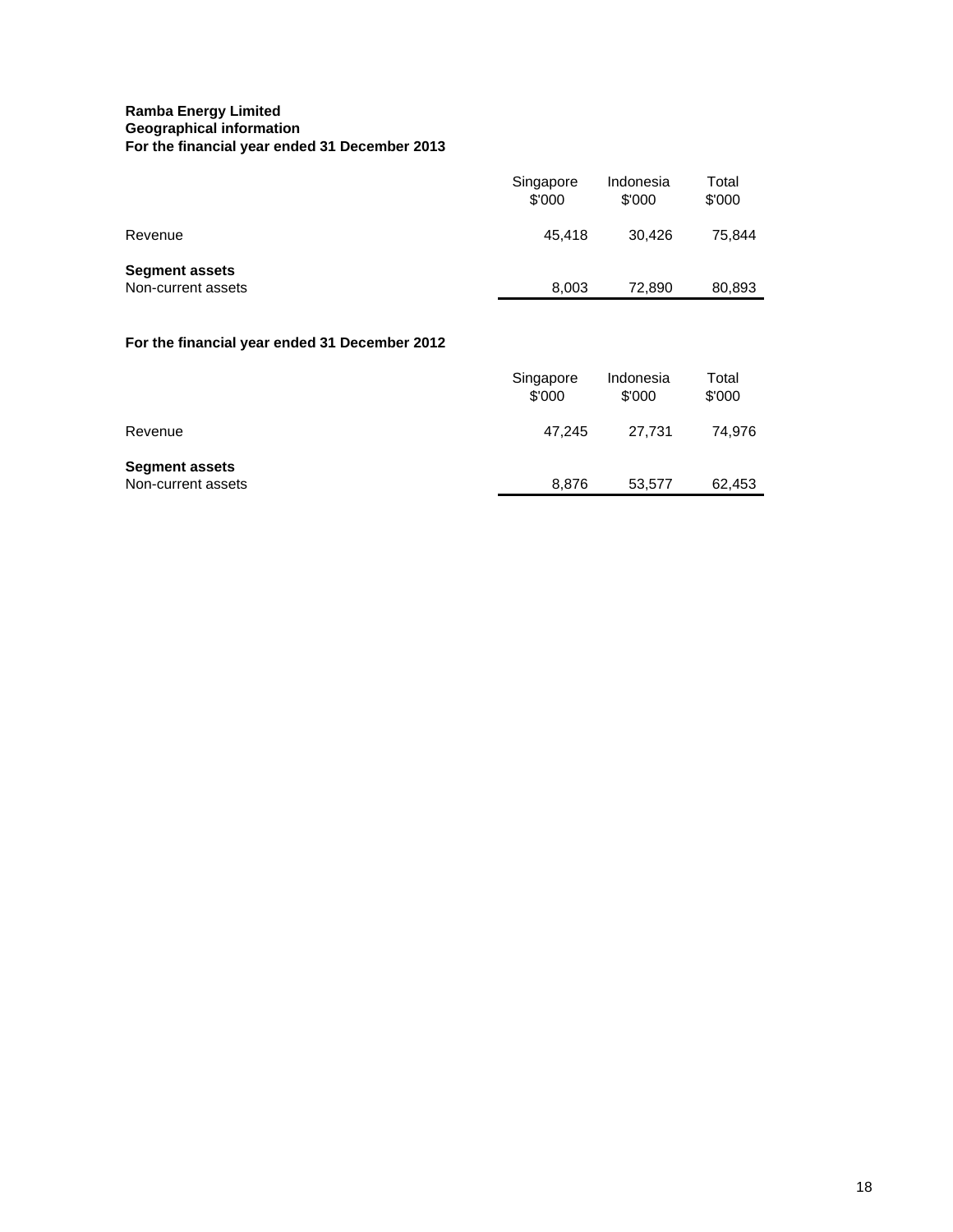**Ramba Energy Limited**
**Geographical information**
**For the financial year ended 31 December 2013**

| | Singapore $'000 | Indonesia $'000 | Total $'000 |
|---|---|---|---|
| Revenue | 45,418 | 30,426 | 75,844 |
| **Segment assets** | | | |
| Non-current assets | 8,003 | 72,890 | 80,893 |

**For the financial year ended 31 December 2012**

| | Singapore $'000 | Indonesia $'000 | Total $'000 |
|---|---|---|---|
| Revenue | 47,245 | 27,731 | 74,976 |
| **Segment assets** | | | |
| Non-current assets | 8,876 | 53,577 | 62,453 |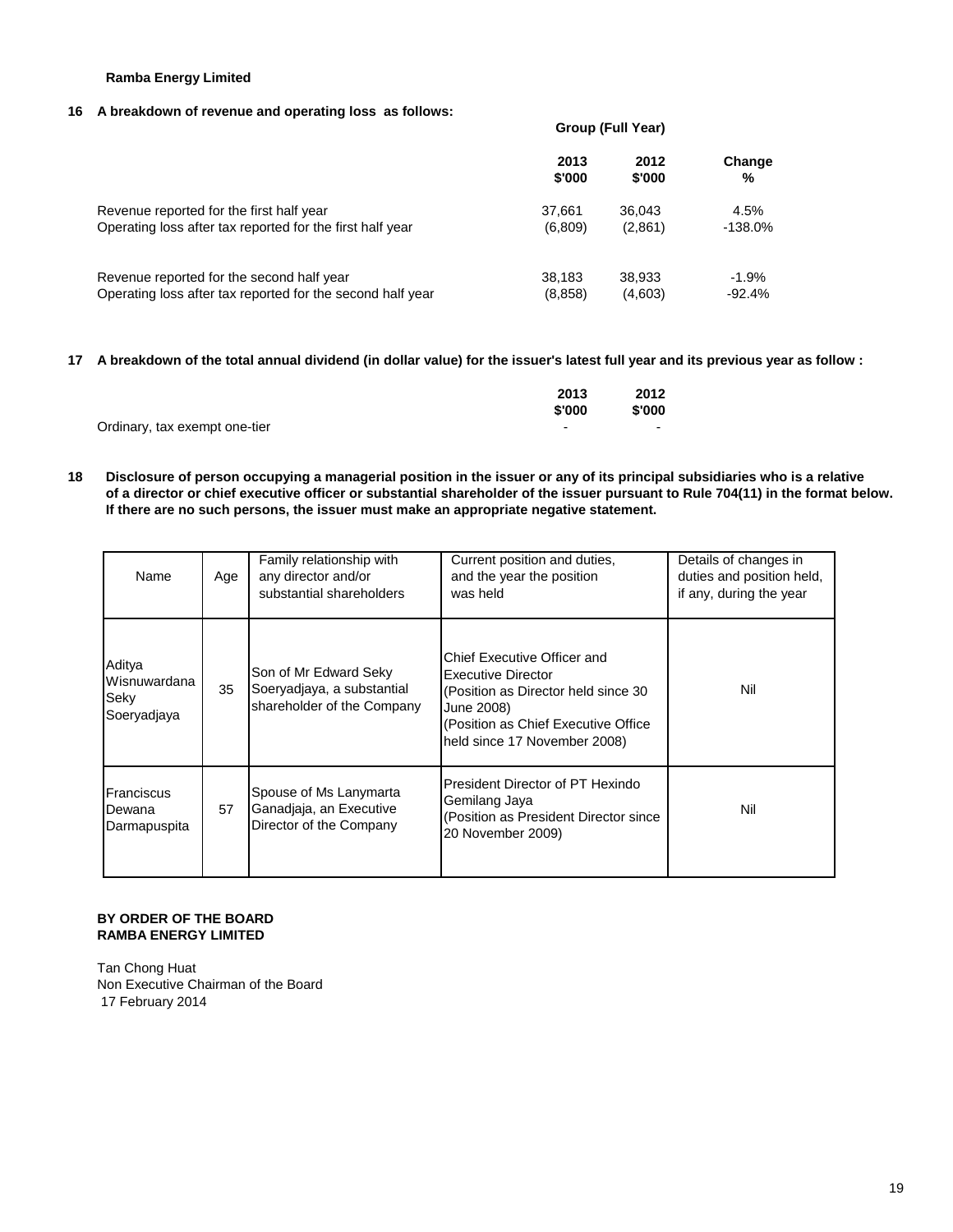**Ramba Energy Limited**

**16 A breakdown of revenue and operating loss as follows:**

| | Group (Full Year) | | |
|---|---|---|---|
| | **2013 $'000** | **2012 $'000** | **Change %** |
| Revenue reported for the first half year | 37,661 | 36,043 | 4.5% |
| Operating loss after tax reported for the first half year | (6,809) | (2,861) | -138.0% |
| Revenue reported for the second half year | 38,183 | 38,933 | -1.9% |
| Operating loss after tax reported for the second half year | (8,858) | (4,603) | -92.4% |

**17 A breakdown of the total annual dividend (in dollar value) for the issuer's latest full year and its previous year as follow :**

| | **2013 $'000** | **2012 $'000** |
|---|---|---|
| Ordinary, tax exempt one-tier | - | - |

**18 Disclosure of person occupying a managerial position in the issuer or any of its principal subsidiaries who is a relative of a director or chief executive officer or substantial shareholder of the issuer pursuant to Rule 704(11) in the format below. If there are no such persons, the issuer must make an appropriate negative statement.**

| Name | Age | Family relationship with any director and/or substantial shareholders | Current position and duties, and the year the position was held | Details of changes in duties and position held, if any, during the year |
|---|---|---|---|---|
| Aditya Wisnuwardana Seky Soeryadjaya | 35 | Son of Mr Edward Seky Soeryadjaya, a substantial shareholder of the Company | Chief Executive Officer and Executive Director (Position as Director held since 30 June 2008) (Position as Chief Executive Office held since 17 November 2008) | Nil |
| Franciscus Dewana Darmapuspita | 57 | Spouse of Ms Lanymarta Ganadjaja, an Executive Director of the Company | President Director of PT Hexindo Gemilang Jaya (Position as President Director since 20 November 2009) | Nil |

**BY ORDER OF THE BOARD**
**RAMBA ENERGY LIMITED**

Tan Chong Huat
Non Executive Chairman of the Board
17 February 2014